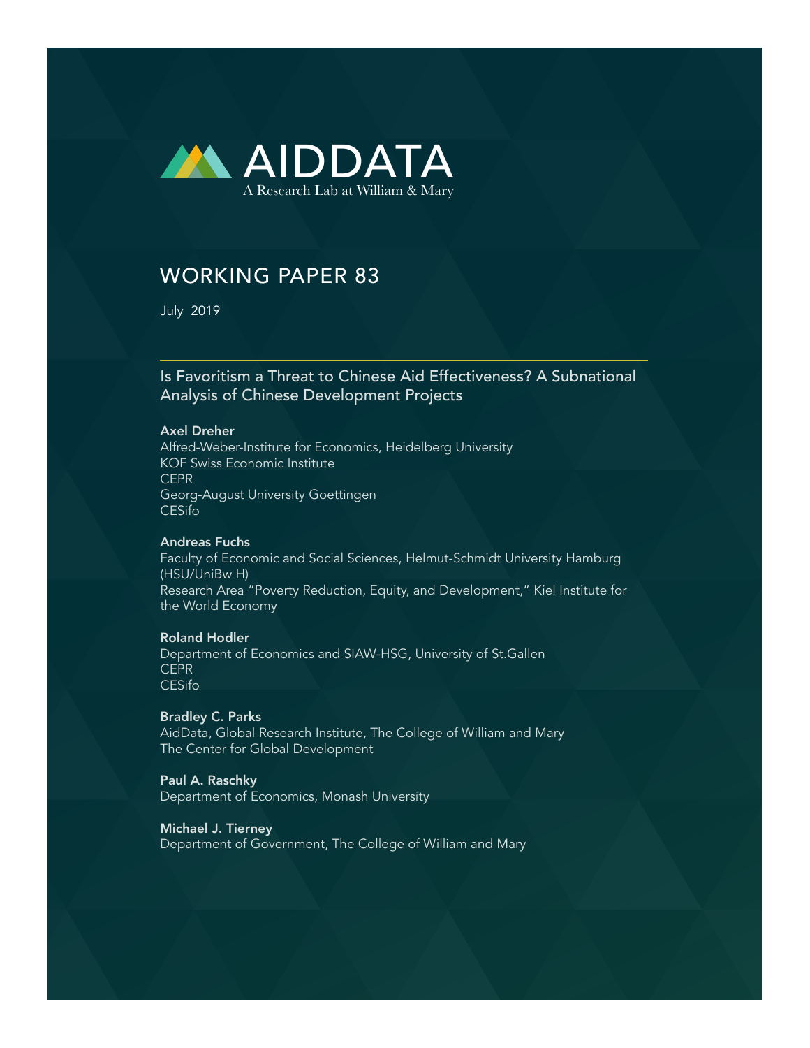AIDDATA
A Research Lab at William & Mary

# WORKING PAPER 83

July 2019

## Is Favoritism a Threat to Chinese Aid Effectiveness? A Subnational Analysis of Chinese Development Projects

**Axel Dreher**
Alfred-Weber-Institute for Economics, Heidelberg University
KOF Swiss Economic Institute
CEPR
Georg-August University Goettingen
CESifo

**Andreas Fuchs**
Faculty of Economic and Social Sciences, Helmut-Schmidt University Hamburg (HSU/UniBw H)
Research Area "Poverty Reduction, Equity, and Development," Kiel Institute for the World Economy

**Roland Hodler**
Department of Economics and SIAW-HSG, University of St.Gallen
CEPR
CESifo

**Bradley C. Parks**
AidData, Global Research Institute, The College of William and Mary
The Center for Global Development

**Paul A. Raschky**
Department of Economics, Monash University

**Michael J. Tierney**
Department of Government, The College of William and Mary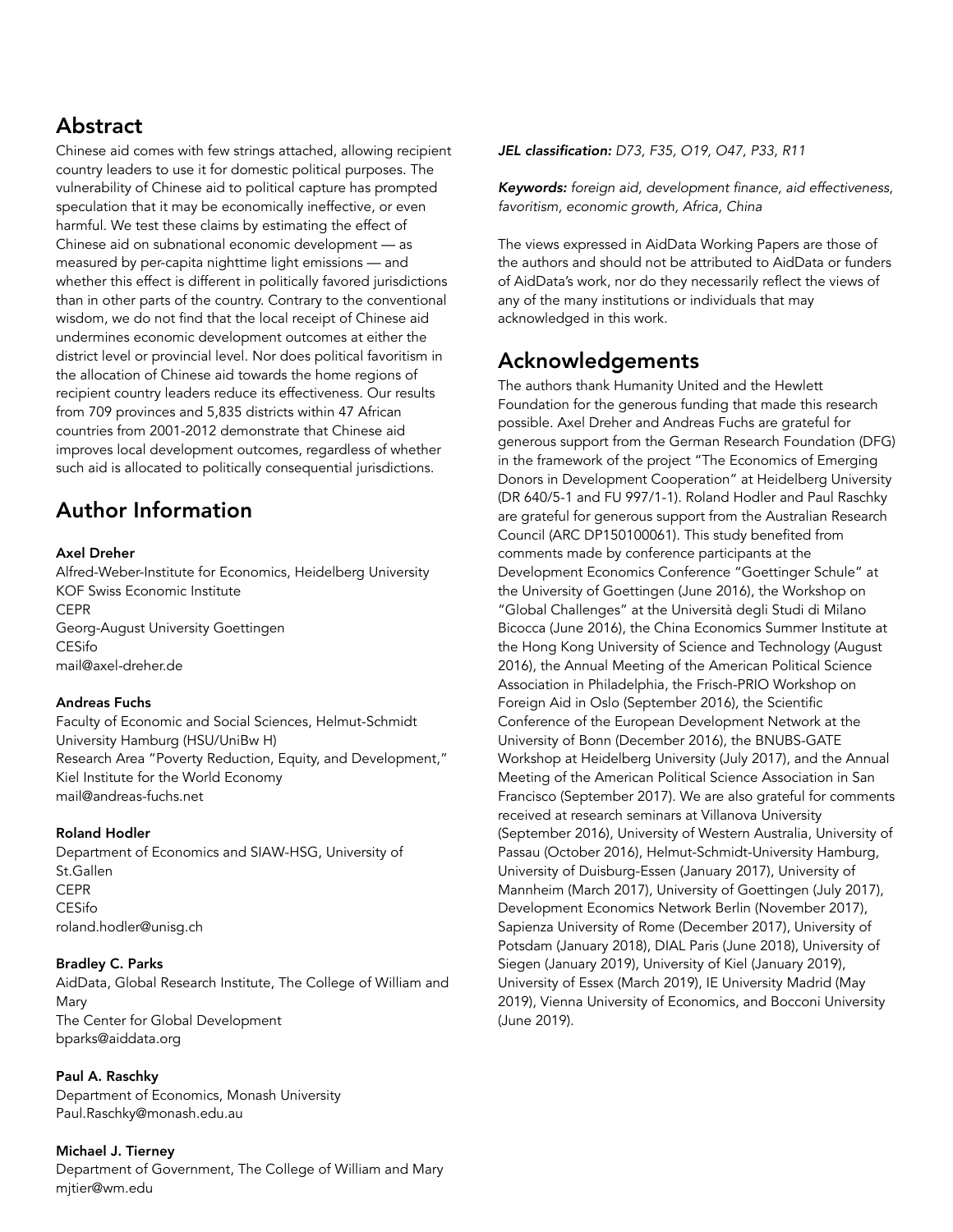## Abstract

Chinese aid comes with few strings attached, allowing recipient country leaders to use it for domestic political purposes. The vulnerability of Chinese aid to political capture has prompted speculation that it may be economically ineffective, or even harmful. We test these claims by estimating the effect of Chinese aid on subnational economic development — as measured by per-capita nighttime light emissions — and whether this effect is different in politically favored jurisdictions than in other parts of the country. Contrary to the conventional wisdom, we do not find that the local receipt of Chinese aid undermines economic development outcomes at either the district level or provincial level. Nor does political favoritism in the allocation of Chinese aid towards the home regions of recipient country leaders reduce its effectiveness. Our results from 709 provinces and 5,835 districts within 47 African countries from 2001-2012 demonstrate that Chinese aid improves local development outcomes, regardless of whether such aid is allocated to politically consequential jurisdictions.

## Author Information

**Axel Dreher**
Alfred-Weber-Institute for Economics, Heidelberg University
KOF Swiss Economic Institute
CEPR
Georg-August University Goettingen
CESifo
mail@axel-dreher.de

**Andreas Fuchs**
Faculty of Economic and Social Sciences, Helmut-Schmidt University Hamburg (HSU/UniBw H)
Research Area "Poverty Reduction, Equity, and Development," Kiel Institute for the World Economy
mail@andreas-fuchs.net

**Roland Hodler**
Department of Economics and SIAW-HSG, University of St.Gallen
CEPR
CESifo
roland.hodler@unisg.ch

**Bradley C. Parks**
AidData, Global Research Institute, The College of William and Mary
The Center for Global Development
bparks@aiddata.org

**Paul A. Raschky**
Department of Economics, Monash University
Paul.Raschky@monash.edu.au

**Michael J. Tierney**
Department of Government, The College of William and Mary
mjtier@wm.edu

***JEL classification:*** *D73, F35, O19, O47, P33, R11*

***Keywords:*** *foreign aid, development finance, aid effectiveness, favoritism, economic growth, Africa, China*

The views expressed in AidData Working Papers are those of the authors and should not be attributed to AidData or funders of AidData's work, nor do they necessarily reflect the views of any of the many institutions or individuals that may acknowledged in this work.

## Acknowledgements

The authors thank Humanity United and the Hewlett Foundation for the generous funding that made this research possible. Axel Dreher and Andreas Fuchs are grateful for generous support from the German Research Foundation (DFG) in the framework of the project "The Economics of Emerging Donors in Development Cooperation" at Heidelberg University (DR 640/5-1 and FU 997/1-1). Roland Hodler and Paul Raschky are grateful for generous support from the Australian Research Council (ARC DP150100061). This study benefited from comments made by conference participants at the Development Economics Conference "Goettinger Schule" at the University of Goettingen (June 2016), the Workshop on "Global Challenges" at the Università degli Studi di Milano Bicocca (June 2016), the China Economics Summer Institute at the Hong Kong University of Science and Technology (August 2016), the Annual Meeting of the American Political Science Association in Philadelphia, the Frisch-PRIO Workshop on Foreign Aid in Oslo (September 2016), the Scientific Conference of the European Development Network at the University of Bonn (December 2016), the BNUBS-GATE Workshop at Heidelberg University (July 2017), and the Annual Meeting of the American Political Science Association in San Francisco (September 2017). We are also grateful for comments received at research seminars at Villanova University (September 2016), University of Western Australia, University of Passau (October 2016), Helmut-Schmidt-University Hamburg, University of Duisburg-Essen (January 2017), University of Mannheim (March 2017), University of Goettingen (July 2017), Development Economics Network Berlin (November 2017), Sapienza University of Rome (December 2017), University of Potsdam (January 2018), DIAL Paris (June 2018), University of Siegen (January 2019), University of Kiel (January 2019), University of Essex (March 2019), IE University Madrid (May 2019), Vienna University of Economics, and Bocconi University (June 2019).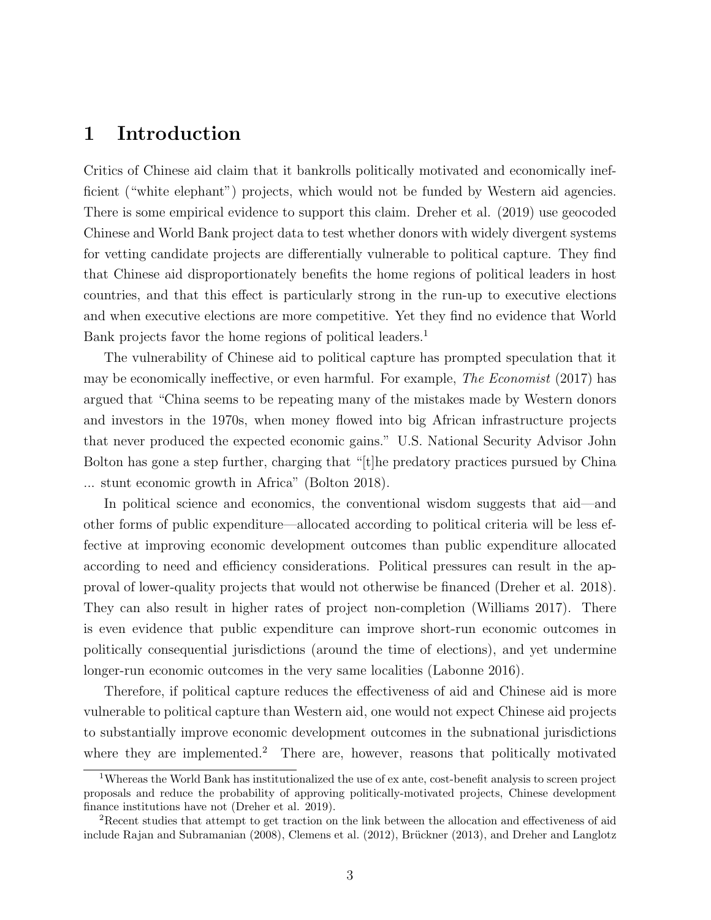# 1 Introduction

Critics of Chinese aid claim that it bankrolls politically motivated and economically inefficient ("white elephant") projects, which would not be funded by Western aid agencies. There is some empirical evidence to support this claim. Dreher et al. (2019) use geocoded Chinese and World Bank project data to test whether donors with widely divergent systems for vetting candidate projects are differentially vulnerable to political capture. They find that Chinese aid disproportionately benefits the home regions of political leaders in host countries, and that this effect is particularly strong in the run-up to executive elections and when executive elections are more competitive. Yet they find no evidence that World Bank projects favor the home regions of political leaders.[1]

The vulnerability of Chinese aid to political capture has prompted speculation that it may be economically ineffective, or even harmful. For example, *The Economist* (2017) has argued that "China seems to be repeating many of the mistakes made by Western donors and investors in the 1970s, when money flowed into big African infrastructure projects that never produced the expected economic gains." U.S. National Security Advisor John Bolton has gone a step further, charging that "[t]he predatory practices pursued by China ... stunt economic growth in Africa" (Bolton 2018).

In political science and economics, the conventional wisdom suggests that aid—and other forms of public expenditure—allocated according to political criteria will be less effective at improving economic development outcomes than public expenditure allocated according to need and efficiency considerations. Political pressures can result in the approval of lower-quality projects that would not otherwise be financed (Dreher et al. 2018). They can also result in higher rates of project non-completion (Williams 2017). There is even evidence that public expenditure can improve short-run economic outcomes in politically consequential jurisdictions (around the time of elections), and yet undermine longer-run economic outcomes in the very same localities (Labonne 2016).

Therefore, if political capture reduces the effectiveness of aid and Chinese aid is more vulnerable to political capture than Western aid, one would not expect Chinese aid projects to substantially improve economic development outcomes in the subnational jurisdictions where they are implemented.[2] There are, however, reasons that politically motivated

[1] Whereas the World Bank has institutionalized the use of ex ante, cost-benefit analysis to screen project proposals and reduce the probability of approving politically-motivated projects, Chinese development finance institutions have not (Dreher et al. 2019).

[2] Recent studies that attempt to get traction on the link between the allocation and effectiveness of aid include Rajan and Subramanian (2008), Clemens et al. (2012), Brückner (2013), and Dreher and Langlotz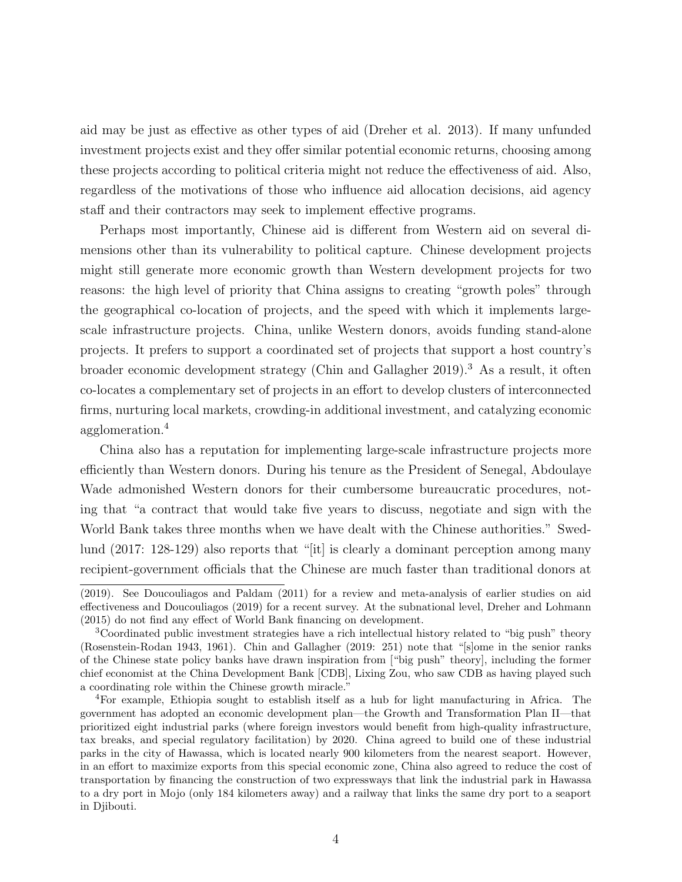aid may be just as effective as other types of aid (Dreher et al. 2013). If many unfunded investment projects exist and they offer similar potential economic returns, choosing among these projects according to political criteria might not reduce the effectiveness of aid. Also, regardless of the motivations of those who influence aid allocation decisions, aid agency staff and their contractors may seek to implement effective programs.

Perhaps most importantly, Chinese aid is different from Western aid on several dimensions other than its vulnerability to political capture. Chinese development projects might still generate more economic growth than Western development projects for two reasons: the high level of priority that China assigns to creating "growth poles" through the geographical co-location of projects, and the speed with which it implements large-scale infrastructure projects. China, unlike Western donors, avoids funding stand-alone projects. It prefers to support a coordinated set of projects that support a host country's broader economic development strategy (Chin and Gallagher 2019).[3] As a result, it often co-locates a complementary set of projects in an effort to develop clusters of interconnected firms, nurturing local markets, crowding-in additional investment, and catalyzing economic agglomeration.[4]

China also has a reputation for implementing large-scale infrastructure projects more efficiently than Western donors. During his tenure as the President of Senegal, Abdoulaye Wade admonished Western donors for their cumbersome bureaucratic procedures, noting that "a contract that would take five years to discuss, negotiate and sign with the World Bank takes three months when we have dealt with the Chinese authorities." Swedlund (2017: 128-129) also reports that "[it] is clearly a dominant perception among many recipient-government officials that the Chinese are much faster than traditional donors at

(2019). See Doucouliagos and Paldam (2011) for a review and meta-analysis of earlier studies on aid effectiveness and Doucouliagos (2019) for a recent survey. At the subnational level, Dreher and Lohmann (2015) do not find any effect of World Bank financing on development.

[3]Coordinated public investment strategies have a rich intellectual history related to "big push" theory (Rosenstein-Rodan 1943, 1961). Chin and Gallagher (2019: 251) note that "[s]ome in the senior ranks of the Chinese state policy banks have drawn inspiration from ["big push" theory], including the former chief economist at the China Development Bank [CDB], Lixing Zou, who saw CDB as having played such a coordinating role within the Chinese growth miracle."

[4]For example, Ethiopia sought to establish itself as a hub for light manufacturing in Africa. The government has adopted an economic development plan—the Growth and Transformation Plan II—that prioritized eight industrial parks (where foreign investors would benefit from high-quality infrastructure, tax breaks, and special regulatory facilitation) by 2020. China agreed to build one of these industrial parks in the city of Hawassa, which is located nearly 900 kilometers from the nearest seaport. However, in an effort to maximize exports from this special economic zone, China also agreed to reduce the cost of transportation by financing the construction of two expressways that link the industrial park in Hawassa to a dry port in Mojo (only 184 kilometers away) and a railway that links the same dry port to a seaport in Djibouti.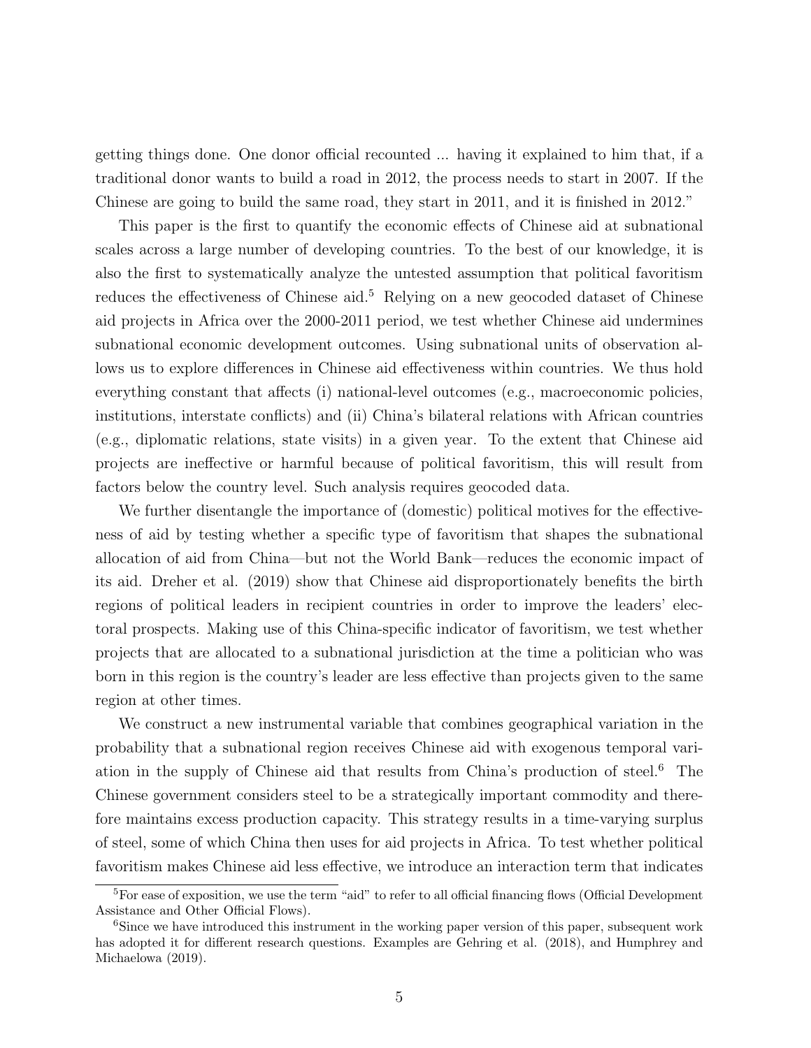getting things done. One donor official recounted ... having it explained to him that, if a traditional donor wants to build a road in 2012, the process needs to start in 2007. If the Chinese are going to build the same road, they start in 2011, and it is finished in 2012."

This paper is the first to quantify the economic effects of Chinese aid at subnational scales across a large number of developing countries. To the best of our knowledge, it is also the first to systematically analyze the untested assumption that political favoritism reduces the effectiveness of Chinese aid.[5] Relying on a new geocoded dataset of Chinese aid projects in Africa over the 2000-2011 period, we test whether Chinese aid undermines subnational economic development outcomes. Using subnational units of observation allows us to explore differences in Chinese aid effectiveness within countries. We thus hold everything constant that affects (i) national-level outcomes (e.g., macroeconomic policies, institutions, interstate conflicts) and (ii) China's bilateral relations with African countries (e.g., diplomatic relations, state visits) in a given year. To the extent that Chinese aid projects are ineffective or harmful because of political favoritism, this will result from factors below the country level. Such analysis requires geocoded data.

We further disentangle the importance of (domestic) political motives for the effectiveness of aid by testing whether a specific type of favoritism that shapes the subnational allocation of aid from China—but not the World Bank—reduces the economic impact of its aid. Dreher et al. (2019) show that Chinese aid disproportionately benefits the birth regions of political leaders in recipient countries in order to improve the leaders' electoral prospects. Making use of this China-specific indicator of favoritism, we test whether projects that are allocated to a subnational jurisdiction at the time a politician who was born in this region is the country's leader are less effective than projects given to the same region at other times.

We construct a new instrumental variable that combines geographical variation in the probability that a subnational region receives Chinese aid with exogenous temporal variation in the supply of Chinese aid that results from China's production of steel.[6] The Chinese government considers steel to be a strategically important commodity and therefore maintains excess production capacity. This strategy results in a time-varying surplus of steel, some of which China then uses for aid projects in Africa. To test whether political favoritism makes Chinese aid less effective, we introduce an interaction term that indicates

[5] For ease of exposition, we use the term "aid" to refer to all official financing flows (Official Development Assistance and Other Official Flows).

[6] Since we have introduced this instrument in the working paper version of this paper, subsequent work has adopted it for different research questions. Examples are Gehring et al. (2018), and Humphrey and Michaelowa (2019).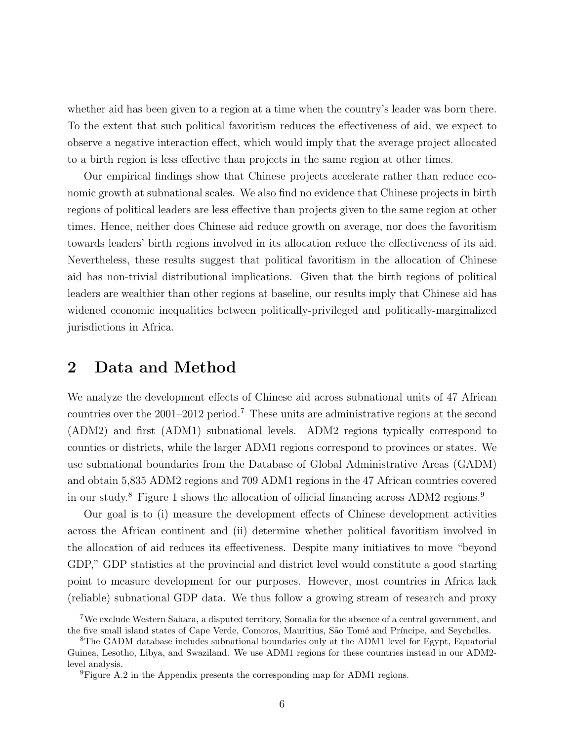whether aid has been given to a region at a time when the country's leader was born there. To the extent that such political favoritism reduces the effectiveness of aid, we expect to observe a negative interaction effect, which would imply that the average project allocated to a birth region is less effective than projects in the same region at other times.

Our empirical findings show that Chinese projects accelerate rather than reduce economic growth at subnational scales. We also find no evidence that Chinese projects in birth regions of political leaders are less effective than projects given to the same region at other times. Hence, neither does Chinese aid reduce growth on average, nor does the favoritism towards leaders' birth regions involved in its allocation reduce the effectiveness of its aid. Nevertheless, these results suggest that political favoritism in the allocation of Chinese aid has non-trivial distributional implications. Given that the birth regions of political leaders are wealthier than other regions at baseline, our results imply that Chinese aid has widened economic inequalities between politically-privileged and politically-marginalized jurisdictions in Africa.

## 2 Data and Method

We analyze the development effects of Chinese aid across subnational units of 47 African countries over the 2001–2012 period.[7] These units are administrative regions at the second (ADM2) and first (ADM1) subnational levels. ADM2 regions typically correspond to counties or districts, while the larger ADM1 regions correspond to provinces or states. We use subnational boundaries from the Database of Global Administrative Areas (GADM) and obtain 5,835 ADM2 regions and 709 ADM1 regions in the 47 African countries covered in our study.[8] Figure 1 shows the allocation of official financing across ADM2 regions.[9]

Our goal is to (i) measure the development effects of Chinese development activities across the African continent and (ii) determine whether political favoritism involved in the allocation of aid reduces its effectiveness. Despite many initiatives to move "beyond GDP," GDP statistics at the provincial and district level would constitute a good starting point to measure development for our purposes. However, most countries in Africa lack (reliable) subnational GDP data. We thus follow a growing stream of research and proxy

[7] We exclude Western Sahara, a disputed territory, Somalia for the absence of a central government, and the five small island states of Cape Verde, Comoros, Mauritius, São Tomé and Príncipe, and Seychelles.

[8] The GADM database includes subnational boundaries only at the ADM1 level for Egypt, Equatorial Guinea, Lesotho, Libya, and Swaziland. We use ADM1 regions for these countries instead in our ADM2-level analysis.

[9] Figure A.2 in the Appendix presents the corresponding map for ADM1 regions.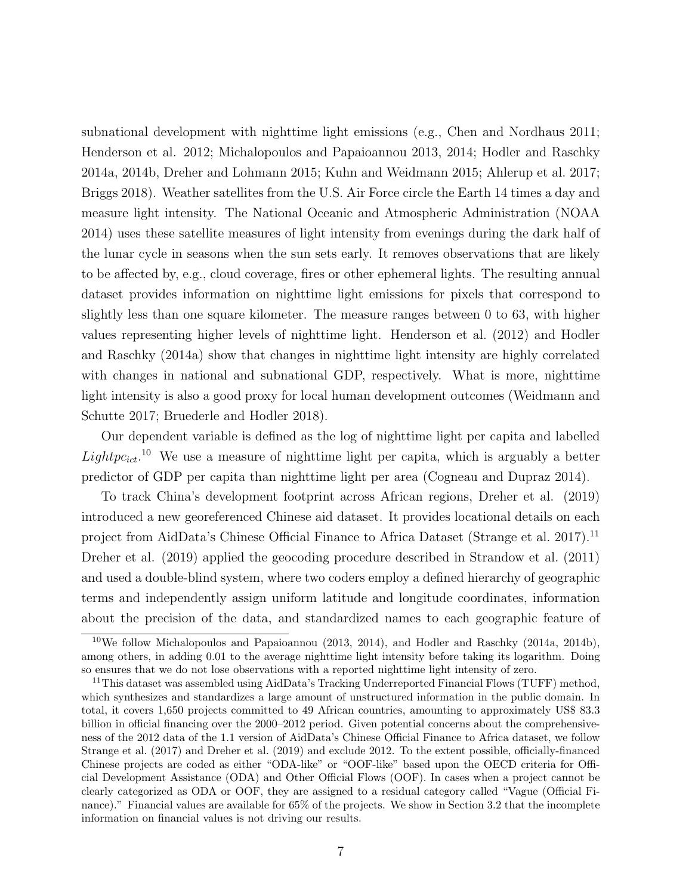subnational development with nighttime light emissions (e.g., Chen and Nordhaus 2011; Henderson et al. 2012; Michalopoulos and Papaioannou 2013, 2014; Hodler and Raschky 2014a, 2014b, Dreher and Lohmann 2015; Kuhn and Weidmann 2015; Ahlerup et al. 2017; Briggs 2018). Weather satellites from the U.S. Air Force circle the Earth 14 times a day and measure light intensity. The National Oceanic and Atmospheric Administration (NOAA 2014) uses these satellite measures of light intensity from evenings during the dark half of the lunar cycle in seasons when the sun sets early. It removes observations that are likely to be affected by, e.g., cloud coverage, fires or other ephemeral lights. The resulting annual dataset provides information on nighttime light emissions for pixels that correspond to slightly less than one square kilometer. The measure ranges between 0 to 63, with higher values representing higher levels of nighttime light. Henderson et al. (2012) and Hodler and Raschky (2014a) show that changes in nighttime light intensity are highly correlated with changes in national and subnational GDP, respectively. What is more, nighttime light intensity is also a good proxy for local human development outcomes (Weidmann and Schutte 2017; Bruederle and Hodler 2018).

Our dependent variable is defined as the log of nighttime light per capita and labelled $Lightpc_{ict}$.[10] We use a measure of nighttime light per capita, which is arguably a better predictor of GDP per capita than nighttime light per area (Cogneau and Dupraz 2014).

To track China's development footprint across African regions, Dreher et al. (2019) introduced a new georeferenced Chinese aid dataset. It provides locational details on each project from AidData's Chinese Official Finance to Africa Dataset (Strange et al. 2017).[11] Dreher et al. (2019) applied the geocoding procedure described in Strandow et al. (2011) and used a double-blind system, where two coders employ a defined hierarchy of geographic terms and independently assign uniform latitude and longitude coordinates, information about the precision of the data, and standardized names to each geographic feature of

[10] We follow Michalopoulos and Papaioannou (2013, 2014), and Hodler and Raschky (2014a, 2014b), among others, in adding 0.01 to the average nighttime light intensity before taking its logarithm. Doing so ensures that we do not lose observations with a reported nighttime light intensity of zero.

[11] This dataset was assembled using AidData's Tracking Underreported Financial Flows (TUFF) method, which synthesizes and standardizes a large amount of unstructured information in the public domain. In total, it covers 1,650 projects committed to 49 African countries, amounting to approximately US$ 83.3 billion in official financing over the 2000–2012 period. Given potential concerns about the comprehensiveness of the 2012 data of the 1.1 version of AidData's Chinese Official Finance to Africa dataset, we follow Strange et al. (2017) and Dreher et al. (2019) and exclude 2012. To the extent possible, officially-financed Chinese projects are coded as either "ODA-like" or "OOF-like" based upon the OECD criteria for Official Development Assistance (ODA) and Other Official Flows (OOF). In cases when a project cannot be clearly categorized as ODA or OOF, they are assigned to a residual category called "Vague (Official Finance)." Financial values are available for 65% of the projects. We show in Section 3.2 that the incomplete information on financial values is not driving our results.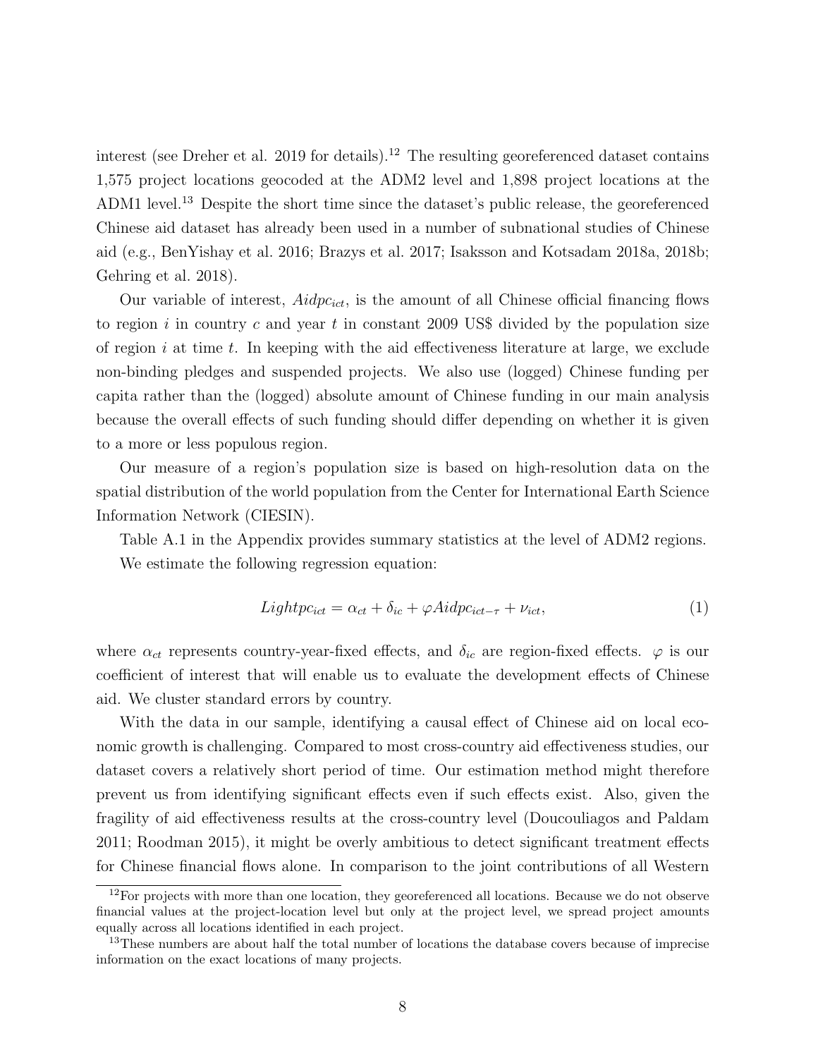interest (see Dreher et al. 2019 for details).[12] The resulting georeferenced dataset contains 1,575 project locations geocoded at the ADM2 level and 1,898 project locations at the ADM1 level.[13] Despite the short time since the dataset's public release, the georeferenced Chinese aid dataset has already been used in a number of subnational studies of Chinese aid (e.g., BenYishay et al. 2016; Brazys et al. 2017; Isaksson and Kotsadam 2018a, 2018b; Gehring et al. 2018).

Our variable of interest, $Aidpc_{ict}$, is the amount of all Chinese official financing flows to region $i$ in country $c$ and year $t$ in constant 2009 US$ divided by the population size of region $i$ at time $t$. In keeping with the aid effectiveness literature at large, we exclude non-binding pledges and suspended projects. We also use (logged) Chinese funding per capita rather than the (logged) absolute amount of Chinese funding in our main analysis because the overall effects of such funding should differ depending on whether it is given to a more or less populous region.

Our measure of a region's population size is based on high-resolution data on the spatial distribution of the world population from the Center for International Earth Science Information Network (CIESIN).

Table A.1 in the Appendix provides summary statistics at the level of ADM2 regions.

We estimate the following regression equation:

$$Lightpc_{ict} = \alpha_{ct} + \delta_{ic} + \varphi Aidpc_{ict-\tau} + \nu_{ict}, \tag{1}$$

where $\alpha_{ct}$ represents country-year-fixed effects, and $\delta_{ic}$ are region-fixed effects. $\varphi$ is our coefficient of interest that will enable us to evaluate the development effects of Chinese aid. We cluster standard errors by country.

With the data in our sample, identifying a causal effect of Chinese aid on local economic growth is challenging. Compared to most cross-country aid effectiveness studies, our dataset covers a relatively short period of time. Our estimation method might therefore prevent us from identifying significant effects even if such effects exist. Also, given the fragility of aid effectiveness results at the cross-country level (Doucouliagos and Paldam 2011; Roodman 2015), it might be overly ambitious to detect significant treatment effects for Chinese financial flows alone. In comparison to the joint contributions of all Western

[12] For projects with more than one location, they georeferenced all locations. Because we do not observe financial values at the project-location level but only at the project level, we spread project amounts equally across all locations identified in each project.

[13] These numbers are about half the total number of locations the database covers because of imprecise information on the exact locations of many projects.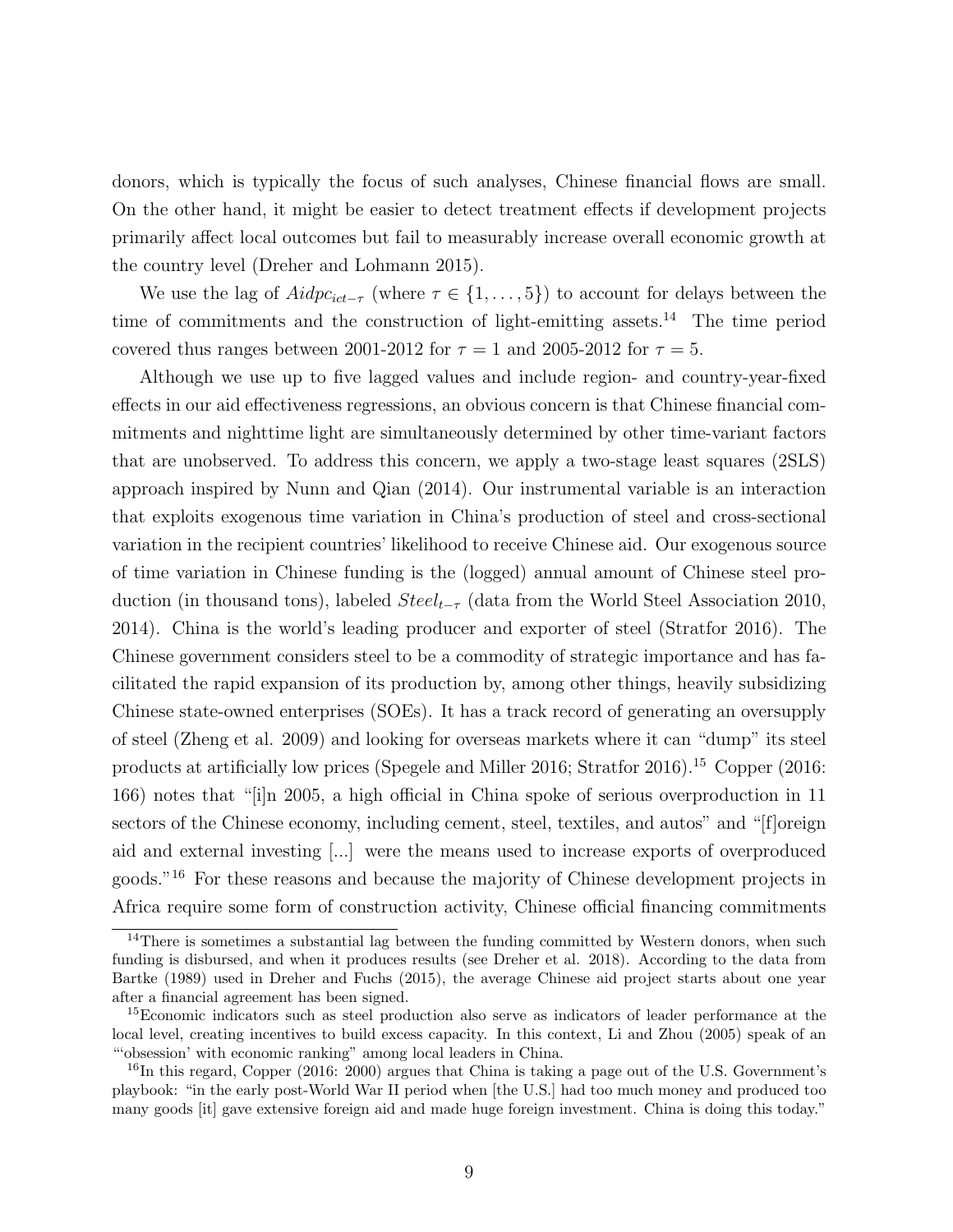donors, which is typically the focus of such analyses, Chinese financial flows are small. On the other hand, it might be easier to detect treatment effects if development projects primarily affect local outcomes but fail to measurably increase overall economic growth at the country level (Dreher and Lohmann 2015).

We use the lag of $Aidpc_{ict-\tau}$ (where $\tau \in \{1, \ldots, 5\}$) to account for delays between the time of commitments and the construction of light-emitting assets.[14] The time period covered thus ranges between 2001-2012 for $\tau = 1$ and 2005-2012 for $\tau = 5$.

Although we use up to five lagged values and include region- and country-year-fixed effects in our aid effectiveness regressions, an obvious concern is that Chinese financial commitments and nighttime light are simultaneously determined by other time-variant factors that are unobserved. To address this concern, we apply a two-stage least squares (2SLS) approach inspired by Nunn and Qian (2014). Our instrumental variable is an interaction that exploits exogenous time variation in China's production of steel and cross-sectional variation in the recipient countries' likelihood to receive Chinese aid. Our exogenous source of time variation in Chinese funding is the (logged) annual amount of Chinese steel production (in thousand tons), labeled $Steel_{t-\tau}$ (data from the World Steel Association 2010, 2014). China is the world's leading producer and exporter of steel (Stratfor 2016). The Chinese government considers steel to be a commodity of strategic importance and has facilitated the rapid expansion of its production by, among other things, heavily subsidizing Chinese state-owned enterprises (SOEs). It has a track record of generating an oversupply of steel (Zheng et al. 2009) and looking for overseas markets where it can "dump" its steel products at artificially low prices (Spegele and Miller 2016; Stratfor 2016).[15] Copper (2016: 166) notes that "[i]n 2005, a high official in China spoke of serious overproduction in 11 sectors of the Chinese economy, including cement, steel, textiles, and autos" and "[f]oreign aid and external investing [...] were the means used to increase exports of overproduced goods."[16] For these reasons and because the majority of Chinese development projects in Africa require some form of construction activity, Chinese official financing commitments

---

[14] There is sometimes a substantial lag between the funding committed by Western donors, when such funding is disbursed, and when it produces results (see Dreher et al. 2018). According to the data from Bartke (1989) used in Dreher and Fuchs (2015), the average Chinese aid project starts about one year after a financial agreement has been signed.

[15] Economic indicators such as steel production also serve as indicators of leader performance at the local level, creating incentives to build excess capacity. In this context, Li and Zhou (2005) speak of an "'obsession' with economic ranking" among local leaders in China.

[16] In this regard, Copper (2016: 2000) argues that China is taking a page out of the U.S. Government's playbook: "in the early post-World War II period when [the U.S.] had too much money and produced too many goods [it] gave extensive foreign aid and made huge foreign investment. China is doing this today."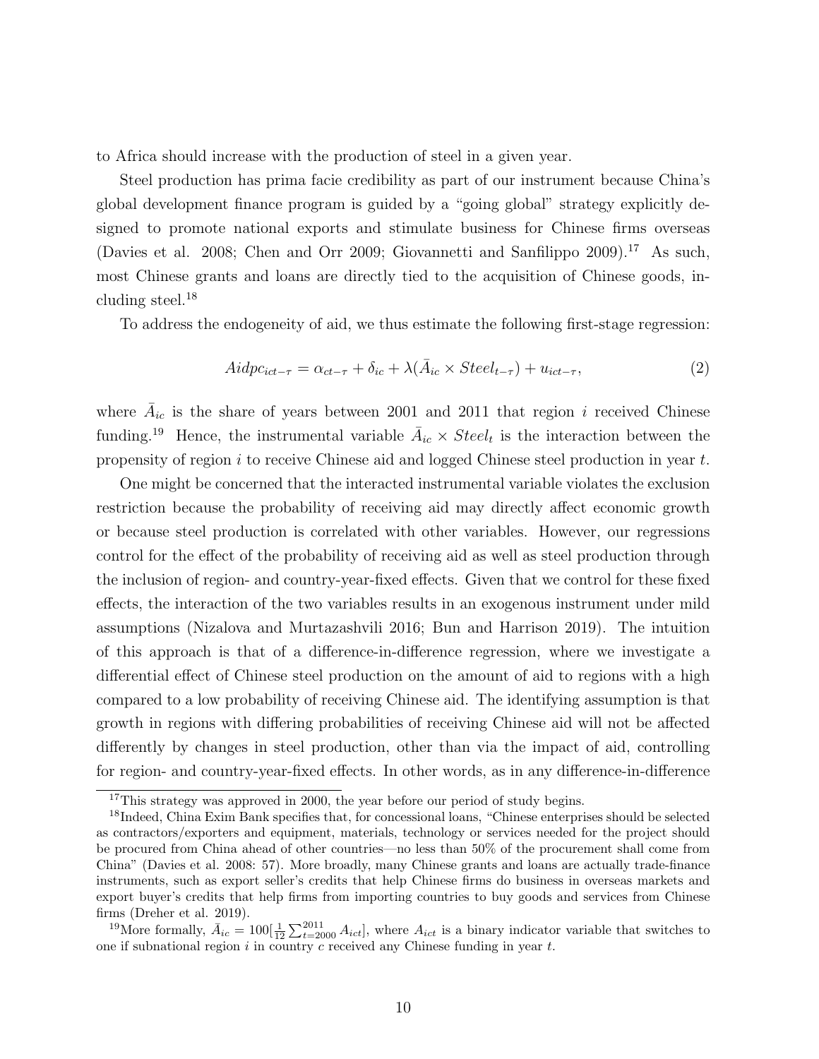to Africa should increase with the production of steel in a given year.

Steel production has prima facie credibility as part of our instrument because China's global development finance program is guided by a "going global" strategy explicitly designed to promote national exports and stimulate business for Chinese firms overseas (Davies et al. 2008; Chen and Orr 2009; Giovannetti and Sanfilippo 2009).[17] As such, most Chinese grants and loans are directly tied to the acquisition of Chinese goods, including steel.[18]

To address the endogeneity of aid, we thus estimate the following first-stage regression:

$$Aidpc_{ict-\tau} = \alpha_{ct-\tau} + \delta_{ic} + \lambda(\bar{A}_{ic} \times Steel_{t-\tau}) + u_{ict-\tau}, \tag{2}$$

where $\bar{A}_{ic}$ is the share of years between 2001 and 2011 that region $i$ received Chinese funding.[19] Hence, the instrumental variable $\bar{A}_{ic} \times Steel_t$ is the interaction between the propensity of region $i$ to receive Chinese aid and logged Chinese steel production in year $t$.

One might be concerned that the interacted instrumental variable violates the exclusion restriction because the probability of receiving aid may directly affect economic growth or because steel production is correlated with other variables. However, our regressions control for the effect of the probability of receiving aid as well as steel production through the inclusion of region- and country-year-fixed effects. Given that we control for these fixed effects, the interaction of the two variables results in an exogenous instrument under mild assumptions (Nizalova and Murtazashvili 2016; Bun and Harrison 2019). The intuition of this approach is that of a difference-in-difference regression, where we investigate a differential effect of Chinese steel production on the amount of aid to regions with a high compared to a low probability of receiving Chinese aid. The identifying assumption is that growth in regions with differing probabilities of receiving Chinese aid will not be affected differently by changes in steel production, other than via the impact of aid, controlling for region- and country-year-fixed effects. In other words, as in any difference-in-difference

---

[17] This strategy was approved in 2000, the year before our period of study begins.

[18] Indeed, China Exim Bank specifies that, for concessional loans, "Chinese enterprises should be selected as contractors/exporters and equipment, materials, technology or services needed for the project should be procured from China ahead of other countries—no less than 50% of the procurement shall come from China" (Davies et al. 2008: 57). More broadly, many Chinese grants and loans are actually trade-finance instruments, such as export seller's credits that help Chinese firms do business in overseas markets and export buyer's credits that help firms from importing countries to buy goods and services from Chinese firms (Dreher et al. 2019).

[19] More formally, $\bar{A}_{ic} = 100[\frac{1}{12}\sum_{t=2000}^{2011} A_{ict}]$, where $A_{ict}$ is a binary indicator variable that switches to one if subnational region $i$ in country $c$ received any Chinese funding in year $t$.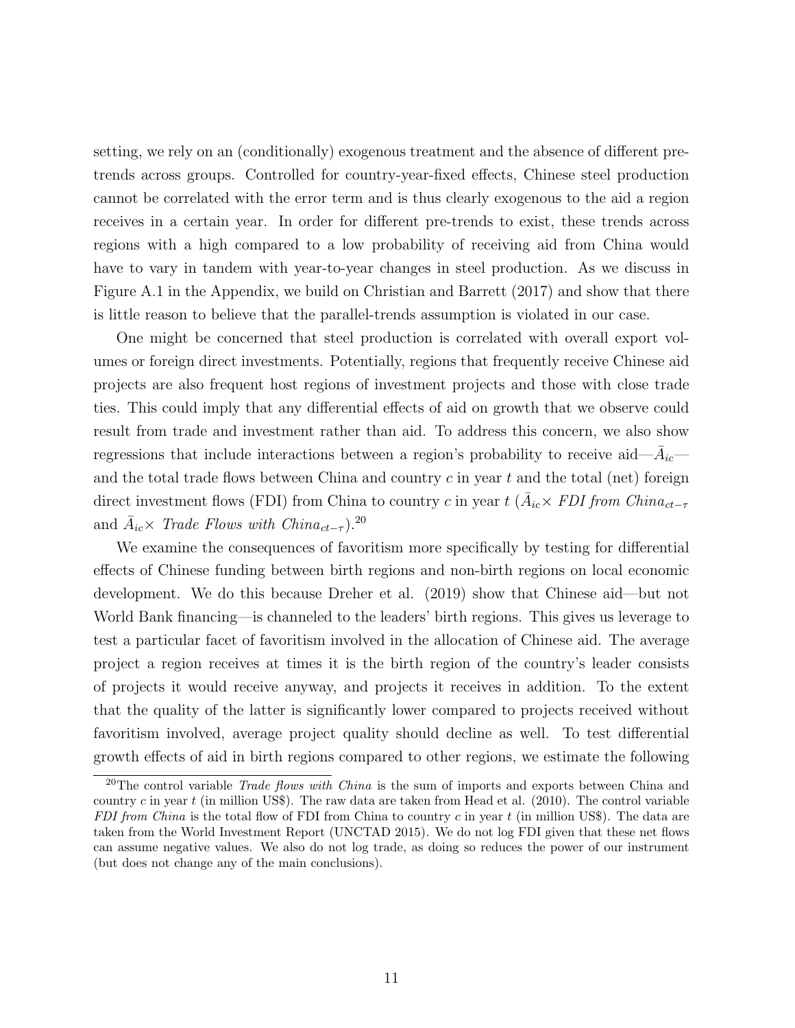setting, we rely on an (conditionally) exogenous treatment and the absence of different pre-trends across groups. Controlled for country-year-fixed effects, Chinese steel production cannot be correlated with the error term and is thus clearly exogenous to the aid a region receives in a certain year. In order for different pre-trends to exist, these trends across regions with a high compared to a low probability of receiving aid from China would have to vary in tandem with year-to-year changes in steel production. As we discuss in Figure A.1 in the Appendix, we build on Christian and Barrett (2017) and show that there is little reason to believe that the parallel-trends assumption is violated in our case.

One might be concerned that steel production is correlated with overall export volumes or foreign direct investments. Potentially, regions that frequently receive Chinese aid projects are also frequent host regions of investment projects and those with close trade ties. This could imply that any differential effects of aid on growth that we observe could result from trade and investment rather than aid. To address this concern, we also show regressions that include interactions between a region's probability to receive aid—$\bar{A}_{ic}$—and the total trade flows between China and country $c$ in year $t$ and the total (net) foreign direct investment flows (FDI) from China to country $c$ in year $t$ ($\bar{A}_{ic} \times$ *FDI from China*$_{ct-\tau}$ and $\bar{A}_{ic} \times$ *Trade Flows with China*$_{ct-\tau}$).[20]

We examine the consequences of favoritism more specifically by testing for differential effects of Chinese funding between birth regions and non-birth regions on local economic development. We do this because Dreher et al. (2019) show that Chinese aid—but not World Bank financing—is channeled to the leaders' birth regions. This gives us leverage to test a particular facet of favoritism involved in the allocation of Chinese aid. The average project a region receives at times it is the birth region of the country's leader consists of projects it would receive anyway, and projects it receives in addition. To the extent that the quality of the latter is significantly lower compared to projects received without favoritism involved, average project quality should decline as well. To test differential growth effects of aid in birth regions compared to other regions, we estimate the following

[20] The control variable *Trade flows with China* is the sum of imports and exports between China and country $c$ in year $t$ (in million US$). The raw data are taken from Head et al. (2010). The control variable *FDI from China* is the total flow of FDI from China to country $c$ in year $t$ (in million US$). The data are taken from the World Investment Report (UNCTAD 2015). We do not log FDI given that these net flows can assume negative values. We also do not log trade, as doing so reduces the power of our instrument (but does not change any of the main conclusions).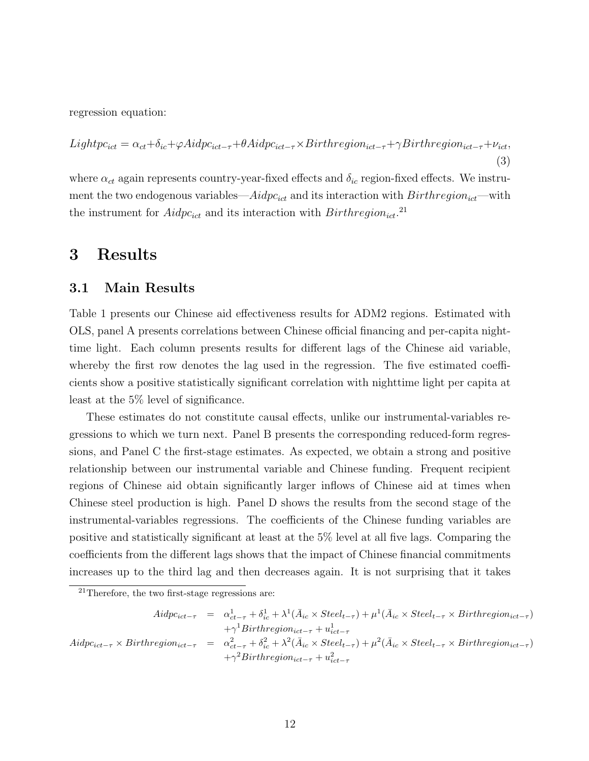regression equation:

$$Lightpc_{ict} = \alpha_{ct} + \delta_{ic} + \varphi Aidpc_{ict-\tau} + \theta Aidpc_{ict-\tau} \times Birthregion_{ict-\tau} + \gamma Birthregion_{ict-\tau} + \nu_{ict}, \tag{3}$$

where $\alpha_{ct}$ again represents country-year-fixed effects and $\delta_{ic}$ region-fixed effects. We instrument the two endogenous variables—$Aidpc_{ict}$ and its interaction with $Birthregion_{ict}$—with the instrument for $Aidpc_{ict}$ and its interaction with $Birthregion_{ict}$.[21]

# 3 Results

## 3.1 Main Results

Table 1 presents our Chinese aid effectiveness results for ADM2 regions. Estimated with OLS, panel A presents correlations between Chinese official financing and per-capita nighttime light. Each column presents results for different lags of the Chinese aid variable, whereby the first row denotes the lag used in the regression. The five estimated coefficients show a positive statistically significant correlation with nighttime light per capita at least at the 5% level of significance.

These estimates do not constitute causal effects, unlike our instrumental-variables regressions to which we turn next. Panel B presents the corresponding reduced-form regressions, and Panel C the first-stage estimates. As expected, we obtain a strong and positive relationship between our instrumental variable and Chinese funding. Frequent recipient regions of Chinese aid obtain significantly larger inflows of Chinese aid at times when Chinese steel production is high. Panel D shows the results from the second stage of the instrumental-variables regressions. The coefficients of the Chinese funding variables are positive and statistically significant at least at the 5% level at all five lags. Comparing the coefficients from the different lags shows that the impact of Chinese financial commitments increases up to the third lag and then decreases again. It is not surprising that it takes

[21] Therefore, the two first-stage regressions are:

$$\begin{aligned}
Aidpc_{ict-\tau} &= \alpha^1_{ct-\tau} + \delta^1_{ic} + \lambda^1(\bar{A}_{ic} \times Steel_{t-\tau}) + \mu^1(\bar{A}_{ic} \times Steel_{t-\tau} \times Birthregion_{ict-\tau}) \\
&\quad + \gamma^1 Birthregion_{ict-\tau} + u^1_{ict-\tau} \\
Aidpc_{ict-\tau} \times Birthregion_{ict-\tau} &= \alpha^2_{ct-\tau} + \delta^2_{ic} + \lambda^2(\bar{A}_{ic} \times Steel_{t-\tau}) + \mu^2(\bar{A}_{ic} \times Steel_{t-\tau} \times Birthregion_{ict-\tau}) \\
&\quad + \gamma^2 Birthregion_{ict-\tau} + u^2_{ict-\tau}
\end{aligned}$$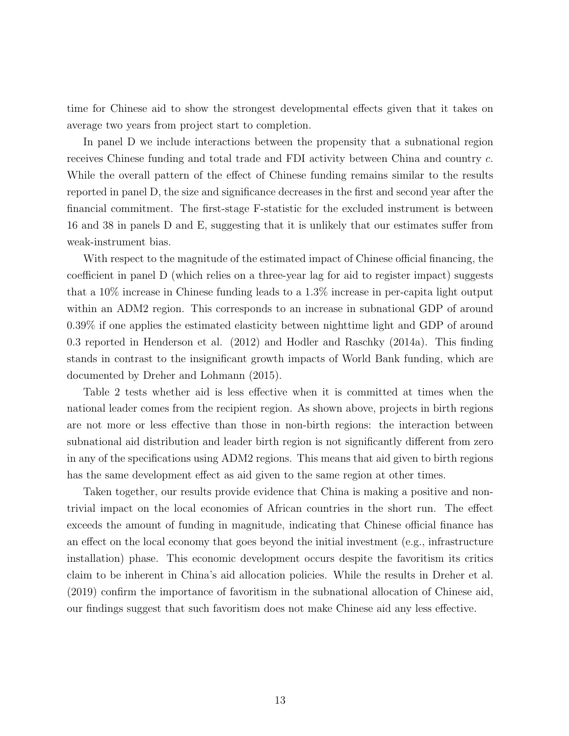time for Chinese aid to show the strongest developmental effects given that it takes on average two years from project start to completion.

In panel D we include interactions between the propensity that a subnational region receives Chinese funding and total trade and FDI activity between China and country $c$. While the overall pattern of the effect of Chinese funding remains similar to the results reported in panel D, the size and significance decreases in the first and second year after the financial commitment. The first-stage F-statistic for the excluded instrument is between 16 and 38 in panels D and E, suggesting that it is unlikely that our estimates suffer from weak-instrument bias.

With respect to the magnitude of the estimated impact of Chinese official financing, the coefficient in panel D (which relies on a three-year lag for aid to register impact) suggests that a 10% increase in Chinese funding leads to a 1.3% increase in per-capita light output within an ADM2 region. This corresponds to an increase in subnational GDP of around 0.39% if one applies the estimated elasticity between nighttime light and GDP of around 0.3 reported in Henderson et al. (2012) and Hodler and Raschky (2014a). This finding stands in contrast to the insignificant growth impacts of World Bank funding, which are documented by Dreher and Lohmann (2015).

Table 2 tests whether aid is less effective when it is committed at times when the national leader comes from the recipient region. As shown above, projects in birth regions are not more or less effective than those in non-birth regions: the interaction between subnational aid distribution and leader birth region is not significantly different from zero in any of the specifications using ADM2 regions. This means that aid given to birth regions has the same development effect as aid given to the same region at other times.

Taken together, our results provide evidence that China is making a positive and non-trivial impact on the local economies of African countries in the short run. The effect exceeds the amount of funding in magnitude, indicating that Chinese official finance has an effect on the local economy that goes beyond the initial investment (e.g., infrastructure installation) phase. This economic development occurs despite the favoritism its critics claim to be inherent in China's aid allocation policies. While the results in Dreher et al. (2019) confirm the importance of favoritism in the subnational allocation of Chinese aid, our findings suggest that such favoritism does not make Chinese aid any less effective.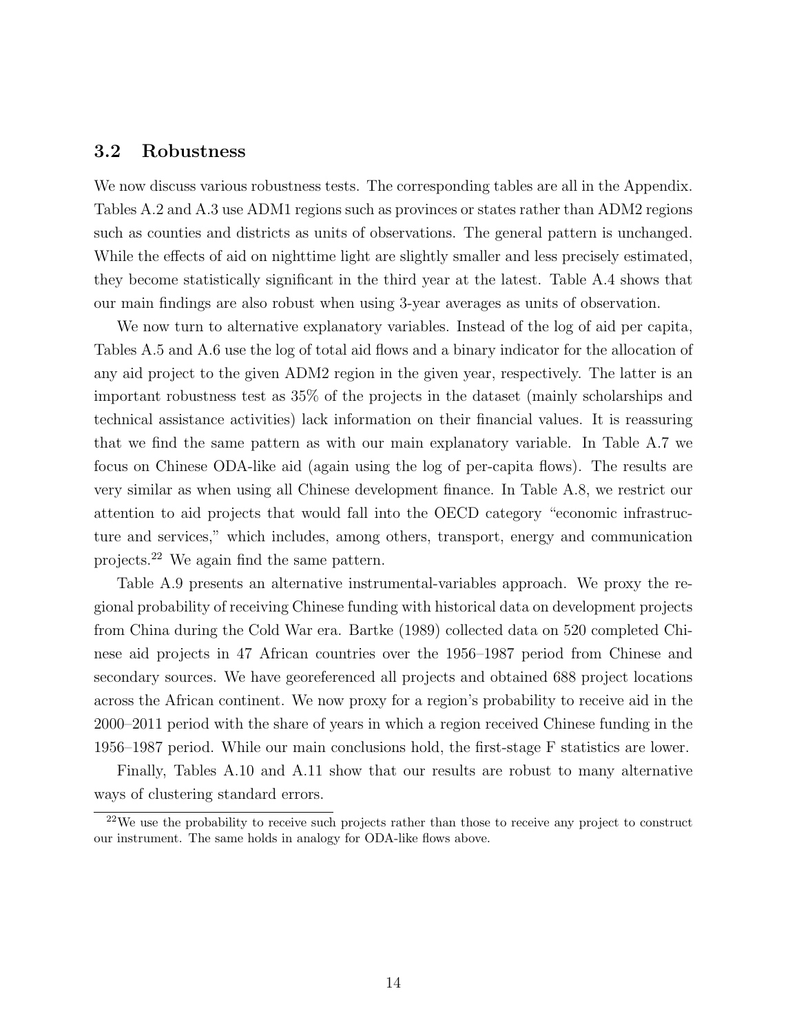### 3.2 Robustness

We now discuss various robustness tests. The corresponding tables are all in the Appendix. Tables A.2 and A.3 use ADM1 regions such as provinces or states rather than ADM2 regions such as counties and districts as units of observations. The general pattern is unchanged. While the effects of aid on nighttime light are slightly smaller and less precisely estimated, they become statistically significant in the third year at the latest. Table A.4 shows that our main findings are also robust when using 3-year averages as units of observation.

We now turn to alternative explanatory variables. Instead of the log of aid per capita, Tables A.5 and A.6 use the log of total aid flows and a binary indicator for the allocation of any aid project to the given ADM2 region in the given year, respectively. The latter is an important robustness test as 35% of the projects in the dataset (mainly scholarships and technical assistance activities) lack information on their financial values. It is reassuring that we find the same pattern as with our main explanatory variable. In Table A.7 we focus on Chinese ODA-like aid (again using the log of per-capita flows). The results are very similar as when using all Chinese development finance. In Table A.8, we restrict our attention to aid projects that would fall into the OECD category "economic infrastructure and services," which includes, among others, transport, energy and communication projects.[22] We again find the same pattern.

Table A.9 presents an alternative instrumental-variables approach. We proxy the regional probability of receiving Chinese funding with historical data on development projects from China during the Cold War era. Bartke (1989) collected data on 520 completed Chinese aid projects in 47 African countries over the 1956–1987 period from Chinese and secondary sources. We have georeferenced all projects and obtained 688 project locations across the African continent. We now proxy for a region's probability to receive aid in the 2000–2011 period with the share of years in which a region received Chinese funding in the 1956–1987 period. While our main conclusions hold, the first-stage F statistics are lower.

Finally, Tables A.10 and A.11 show that our results are robust to many alternative ways of clustering standard errors.

[22] We use the probability to receive such projects rather than those to receive any project to construct our instrument. The same holds in analogy for ODA-like flows above.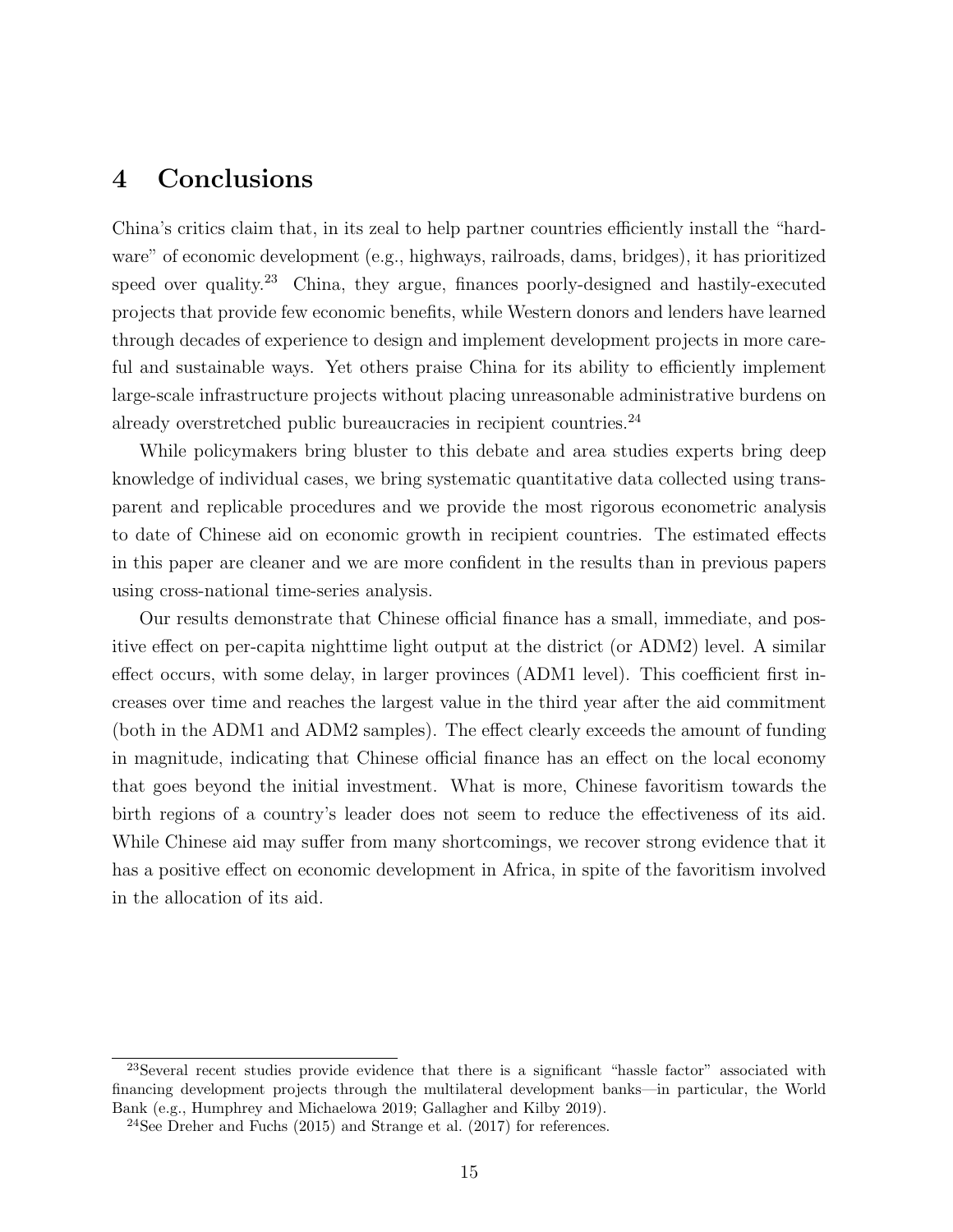# 4 Conclusions

China's critics claim that, in its zeal to help partner countries efficiently install the "hardware" of economic development (e.g., highways, railroads, dams, bridges), it has prioritized speed over quality.[23] China, they argue, finances poorly-designed and hastily-executed projects that provide few economic benefits, while Western donors and lenders have learned through decades of experience to design and implement development projects in more careful and sustainable ways. Yet others praise China for its ability to efficiently implement large-scale infrastructure projects without placing unreasonable administrative burdens on already overstretched public bureaucracies in recipient countries.[24]

While policymakers bring bluster to this debate and area studies experts bring deep knowledge of individual cases, we bring systematic quantitative data collected using transparent and replicable procedures and we provide the most rigorous econometric analysis to date of Chinese aid on economic growth in recipient countries. The estimated effects in this paper are cleaner and we are more confident in the results than in previous papers using cross-national time-series analysis.

Our results demonstrate that Chinese official finance has a small, immediate, and positive effect on per-capita nighttime light output at the district (or ADM2) level. A similar effect occurs, with some delay, in larger provinces (ADM1 level). This coefficient first increases over time and reaches the largest value in the third year after the aid commitment (both in the ADM1 and ADM2 samples). The effect clearly exceeds the amount of funding in magnitude, indicating that Chinese official finance has an effect on the local economy that goes beyond the initial investment. What is more, Chinese favoritism towards the birth regions of a country's leader does not seem to reduce the effectiveness of its aid. While Chinese aid may suffer from many shortcomings, we recover strong evidence that it has a positive effect on economic development in Africa, in spite of the favoritism involved in the allocation of its aid.

[23] Several recent studies provide evidence that there is a significant "hassle factor" associated with financing development projects through the multilateral development banks—in particular, the World Bank (e.g., Humphrey and Michaelowa 2019; Gallagher and Kilby 2019).

[24] See Dreher and Fuchs (2015) and Strange et al. (2017) for references.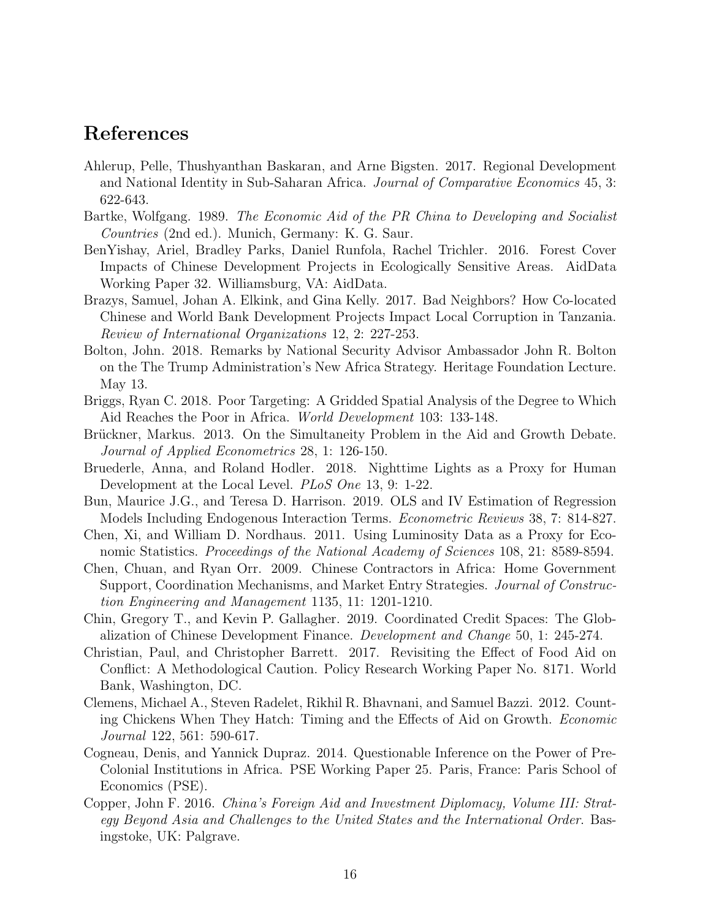# References

Ahlerup, Pelle, Thushyanthan Baskaran, and Arne Bigsten. 2017. Regional Development and National Identity in Sub-Saharan Africa. *Journal of Comparative Economics* 45, 3: 622-643.

Bartke, Wolfgang. 1989. *The Economic Aid of the PR China to Developing and Socialist Countries* (2nd ed.). Munich, Germany: K. G. Saur.

BenYishay, Ariel, Bradley Parks, Daniel Runfola, Rachel Trichler. 2016. Forest Cover Impacts of Chinese Development Projects in Ecologically Sensitive Areas. AidData Working Paper 32. Williamsburg, VA: AidData.

Brazys, Samuel, Johan A. Elkink, and Gina Kelly. 2017. Bad Neighbors? How Co-located Chinese and World Bank Development Projects Impact Local Corruption in Tanzania. *Review of International Organizations* 12, 2: 227-253.

Bolton, John. 2018. Remarks by National Security Advisor Ambassador John R. Bolton on the The Trump Administration's New Africa Strategy. Heritage Foundation Lecture. May 13.

Briggs, Ryan C. 2018. Poor Targeting: A Gridded Spatial Analysis of the Degree to Which Aid Reaches the Poor in Africa. *World Development* 103: 133-148.

Brückner, Markus. 2013. On the Simultaneity Problem in the Aid and Growth Debate. *Journal of Applied Econometrics* 28, 1: 126-150.

Bruederle, Anna, and Roland Hodler. 2018. Nighttime Lights as a Proxy for Human Development at the Local Level. *PLoS One* 13, 9: 1-22.

Bun, Maurice J.G., and Teresa D. Harrison. 2019. OLS and IV Estimation of Regression Models Including Endogenous Interaction Terms. *Econometric Reviews* 38, 7: 814-827.

Chen, Xi, and William D. Nordhaus. 2011. Using Luminosity Data as a Proxy for Economic Statistics. *Proceedings of the National Academy of Sciences* 108, 21: 8589-8594.

Chen, Chuan, and Ryan Orr. 2009. Chinese Contractors in Africa: Home Government Support, Coordination Mechanisms, and Market Entry Strategies. *Journal of Construction Engineering and Management* 1135, 11: 1201-1210.

Chin, Gregory T., and Kevin P. Gallagher. 2019. Coordinated Credit Spaces: The Globalization of Chinese Development Finance. *Development and Change* 50, 1: 245-274.

Christian, Paul, and Christopher Barrett. 2017. Revisiting the Effect of Food Aid on Conflict: A Methodological Caution. Policy Research Working Paper No. 8171. World Bank, Washington, DC.

Clemens, Michael A., Steven Radelet, Rikhil R. Bhavnani, and Samuel Bazzi. 2012. Counting Chickens When They Hatch: Timing and the Effects of Aid on Growth. *Economic Journal* 122, 561: 590-617.

Cogneau, Denis, and Yannick Dupraz. 2014. Questionable Inference on the Power of Pre-Colonial Institutions in Africa. PSE Working Paper 25. Paris, France: Paris School of Economics (PSE).

Copper, John F. 2016. *China's Foreign Aid and Investment Diplomacy, Volume III: Strategy Beyond Asia and Challenges to the United States and the International Order*. Basingstoke, UK: Palgrave.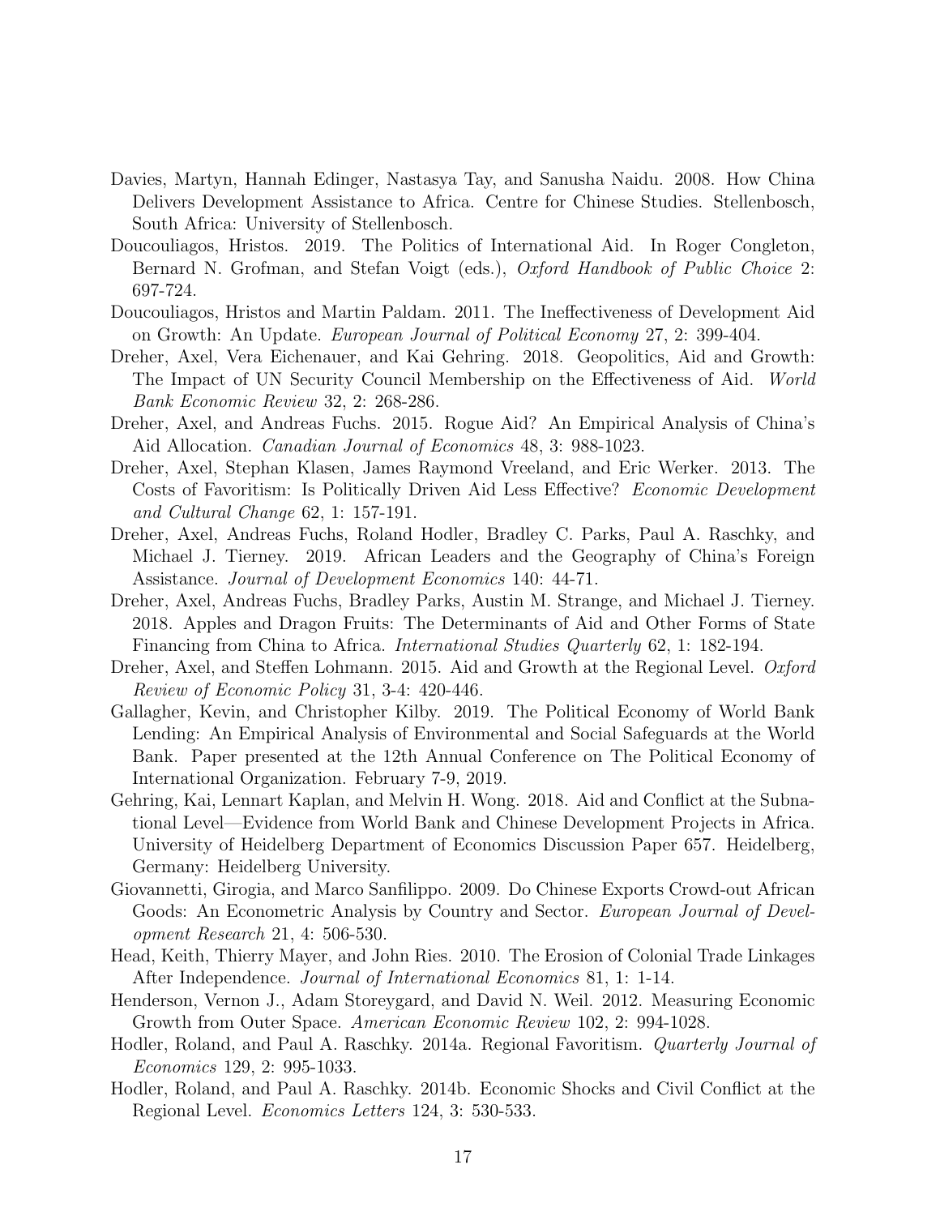Davies, Martyn, Hannah Edinger, Nastasya Tay, and Sanusha Naidu. 2008. How China Delivers Development Assistance to Africa. Centre for Chinese Studies. Stellenbosch, South Africa: University of Stellenbosch.

Doucouliagos, Hristos. 2019. The Politics of International Aid. In Roger Congleton, Bernard N. Grofman, and Stefan Voigt (eds.), *Oxford Handbook of Public Choice* 2: 697-724.

Doucouliagos, Hristos and Martin Paldam. 2011. The Ineffectiveness of Development Aid on Growth: An Update. *European Journal of Political Economy* 27, 2: 399-404.

Dreher, Axel, Vera Eichenauer, and Kai Gehring. 2018. Geopolitics, Aid and Growth: The Impact of UN Security Council Membership on the Effectiveness of Aid. *World Bank Economic Review* 32, 2: 268-286.

Dreher, Axel, and Andreas Fuchs. 2015. Rogue Aid? An Empirical Analysis of China's Aid Allocation. *Canadian Journal of Economics* 48, 3: 988-1023.

Dreher, Axel, Stephan Klasen, James Raymond Vreeland, and Eric Werker. 2013. The Costs of Favoritism: Is Politically Driven Aid Less Effective? *Economic Development and Cultural Change* 62, 1: 157-191.

Dreher, Axel, Andreas Fuchs, Roland Hodler, Bradley C. Parks, Paul A. Raschky, and Michael J. Tierney. 2019. African Leaders and the Geography of China's Foreign Assistance. *Journal of Development Economics* 140: 44-71.

Dreher, Axel, Andreas Fuchs, Bradley Parks, Austin M. Strange, and Michael J. Tierney. 2018. Apples and Dragon Fruits: The Determinants of Aid and Other Forms of State Financing from China to Africa. *International Studies Quarterly* 62, 1: 182-194.

Dreher, Axel, and Steffen Lohmann. 2015. Aid and Growth at the Regional Level. *Oxford Review of Economic Policy* 31, 3-4: 420-446.

Gallagher, Kevin, and Christopher Kilby. 2019. The Political Economy of World Bank Lending: An Empirical Analysis of Environmental and Social Safeguards at the World Bank. Paper presented at the 12th Annual Conference on The Political Economy of International Organization. February 7-9, 2019.

Gehring, Kai, Lennart Kaplan, and Melvin H. Wong. 2018. Aid and Conflict at the Subnational Level—Evidence from World Bank and Chinese Development Projects in Africa. University of Heidelberg Department of Economics Discussion Paper 657. Heidelberg, Germany: Heidelberg University.

Giovannetti, Girogia, and Marco Sanfilippo. 2009. Do Chinese Exports Crowd-out African Goods: An Econometric Analysis by Country and Sector. *European Journal of Development Research* 21, 4: 506-530.

Head, Keith, Thierry Mayer, and John Ries. 2010. The Erosion of Colonial Trade Linkages After Independence. *Journal of International Economics* 81, 1: 1-14.

Henderson, Vernon J., Adam Storeygard, and David N. Weil. 2012. Measuring Economic Growth from Outer Space. *American Economic Review* 102, 2: 994-1028.

Hodler, Roland, and Paul A. Raschky. 2014a. Regional Favoritism. *Quarterly Journal of Economics* 129, 2: 995-1033.

Hodler, Roland, and Paul A. Raschky. 2014b. Economic Shocks and Civil Conflict at the Regional Level. *Economics Letters* 124, 3: 530-533.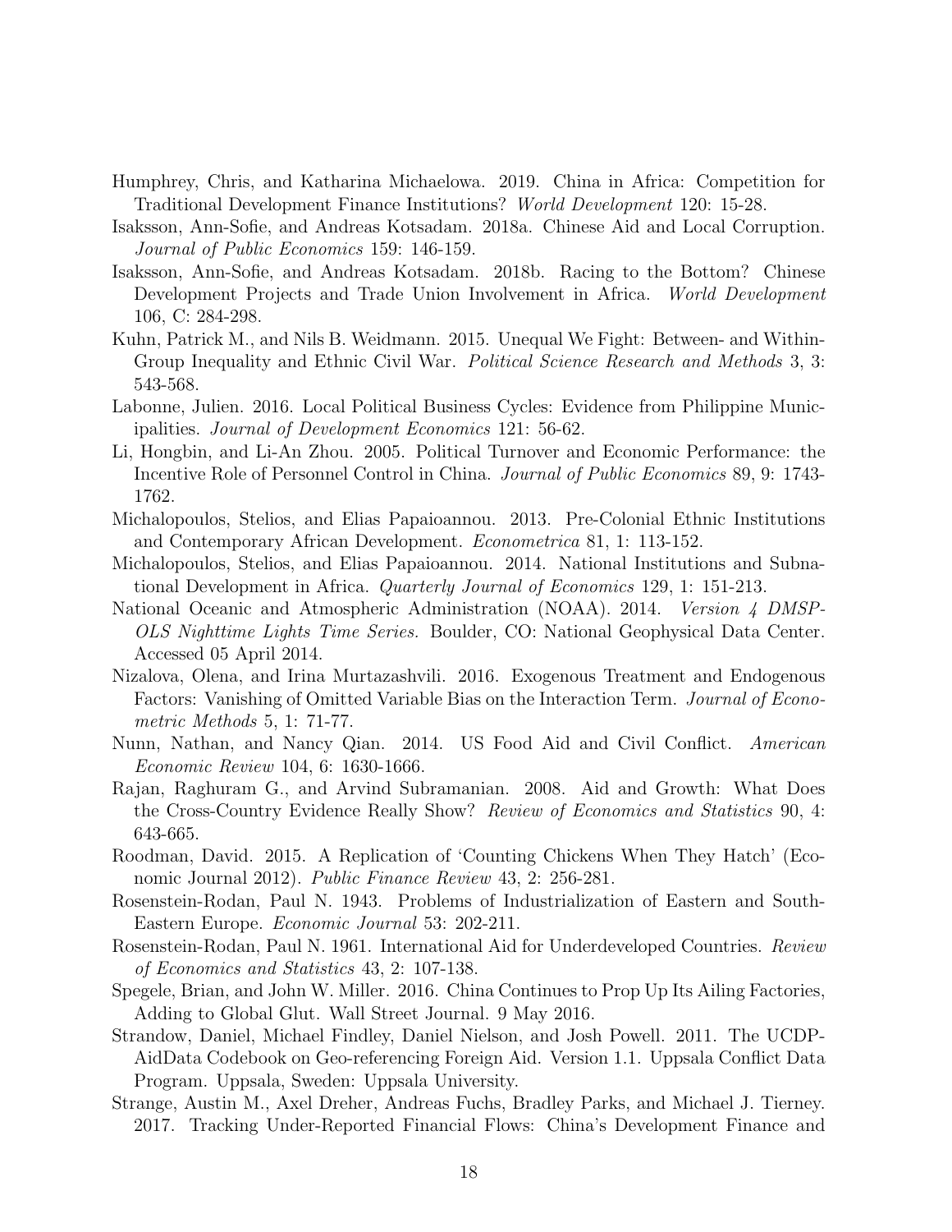Humphrey, Chris, and Katharina Michaelowa. 2019. China in Africa: Competition for Traditional Development Finance Institutions? *World Development* 120: 15-28.

Isaksson, Ann-Sofie, and Andreas Kotsadam. 2018a. Chinese Aid and Local Corruption. *Journal of Public Economics* 159: 146-159.

Isaksson, Ann-Sofie, and Andreas Kotsadam. 2018b. Racing to the Bottom? Chinese Development Projects and Trade Union Involvement in Africa. *World Development* 106, C: 284-298.

Kuhn, Patrick M., and Nils B. Weidmann. 2015. Unequal We Fight: Between- and Within-Group Inequality and Ethnic Civil War. *Political Science Research and Methods* 3, 3: 543-568.

Labonne, Julien. 2016. Local Political Business Cycles: Evidence from Philippine Municipalities. *Journal of Development Economics* 121: 56-62.

Li, Hongbin, and Li-An Zhou. 2005. Political Turnover and Economic Performance: the Incentive Role of Personnel Control in China. *Journal of Public Economics* 89, 9: 1743-1762.

Michalopoulos, Stelios, and Elias Papaioannou. 2013. Pre-Colonial Ethnic Institutions and Contemporary African Development. *Econometrica* 81, 1: 113-152.

Michalopoulos, Stelios, and Elias Papaioannou. 2014. National Institutions and Subnational Development in Africa. *Quarterly Journal of Economics* 129, 1: 151-213.

National Oceanic and Atmospheric Administration (NOAA). 2014. *Version 4 DMSP-OLS Nighttime Lights Time Series.* Boulder, CO: National Geophysical Data Center. Accessed 05 April 2014.

Nizalova, Olena, and Irina Murtazashvili. 2016. Exogenous Treatment and Endogenous Factors: Vanishing of Omitted Variable Bias on the Interaction Term. *Journal of Econometric Methods* 5, 1: 71-77.

Nunn, Nathan, and Nancy Qian. 2014. US Food Aid and Civil Conflict. *American Economic Review* 104, 6: 1630-1666.

Rajan, Raghuram G., and Arvind Subramanian. 2008. Aid and Growth: What Does the Cross-Country Evidence Really Show? *Review of Economics and Statistics* 90, 4: 643-665.

Roodman, David. 2015. A Replication of 'Counting Chickens When They Hatch' (Economic Journal 2012). *Public Finance Review* 43, 2: 256-281.

Rosenstein-Rodan, Paul N. 1943. Problems of Industrialization of Eastern and South-Eastern Europe. *Economic Journal* 53: 202-211.

Rosenstein-Rodan, Paul N. 1961. International Aid for Underdeveloped Countries. *Review of Economics and Statistics* 43, 2: 107-138.

Spegele, Brian, and John W. Miller. 2016. China Continues to Prop Up Its Ailing Factories, Adding to Global Glut. Wall Street Journal. 9 May 2016.

Strandow, Daniel, Michael Findley, Daniel Nielson, and Josh Powell. 2011. The UCDP-AidData Codebook on Geo-referencing Foreign Aid. Version 1.1. Uppsala Conflict Data Program. Uppsala, Sweden: Uppsala University.

Strange, Austin M., Axel Dreher, Andreas Fuchs, Bradley Parks, and Michael J. Tierney. 2017. Tracking Under-Reported Financial Flows: China's Development Finance and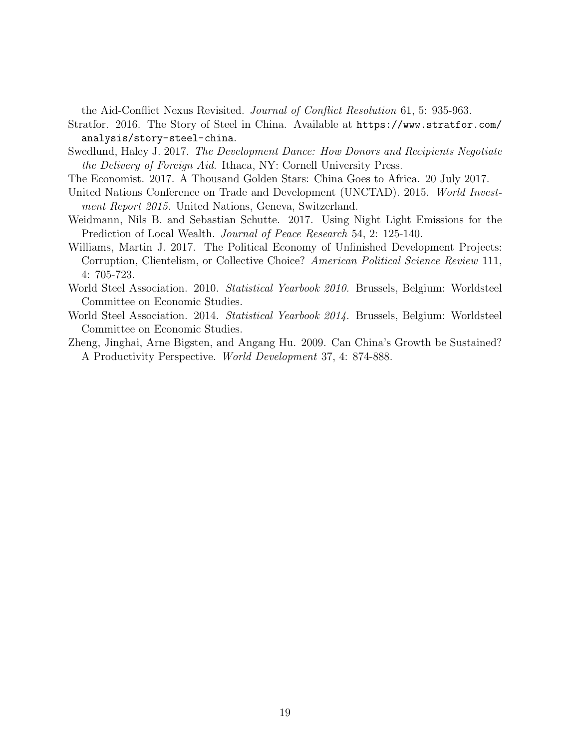the Aid-Conflict Nexus Revisited. *Journal of Conflict Resolution* 61, 5: 935-963.

Stratfor. 2016. The Story of Steel in China. Available at `https://www.stratfor.com/analysis/story-steel-china`.

Swedlund, Haley J. 2017. *The Development Dance: How Donors and Recipients Negotiate the Delivery of Foreign Aid.* Ithaca, NY: Cornell University Press.

The Economist. 2017. A Thousand Golden Stars: China Goes to Africa. 20 July 2017.

United Nations Conference on Trade and Development (UNCTAD). 2015. *World Investment Report 2015.* United Nations, Geneva, Switzerland.

Weidmann, Nils B. and Sebastian Schutte. 2017. Using Night Light Emissions for the Prediction of Local Wealth. *Journal of Peace Research* 54, 2: 125-140.

Williams, Martin J. 2017. The Political Economy of Unfinished Development Projects: Corruption, Clientelism, or Collective Choice? *American Political Science Review* 111, 4: 705-723.

World Steel Association. 2010. *Statistical Yearbook 2010.* Brussels, Belgium: Worldsteel Committee on Economic Studies.

World Steel Association. 2014. *Statistical Yearbook 2014.* Brussels, Belgium: Worldsteel Committee on Economic Studies.

Zheng, Jinghai, Arne Bigsten, and Angang Hu. 2009. Can China's Growth be Sustained? A Productivity Perspective. *World Development* 37, 4: 874-888.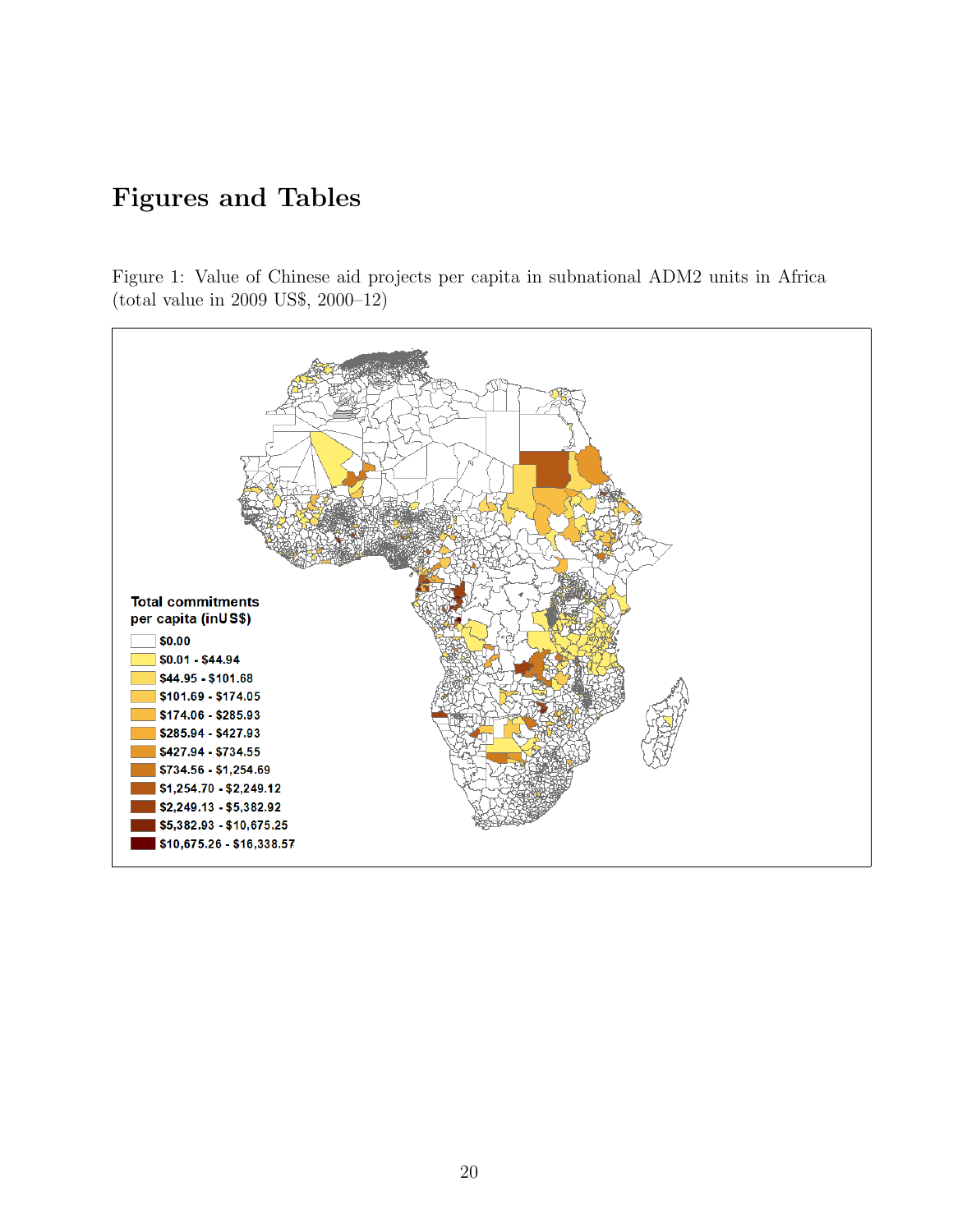# Figures and Tables

Figure 1: Value of Chinese aid projects per capita in subnational ADM2 units in Africa (total value in 2009 US$, 2000–12)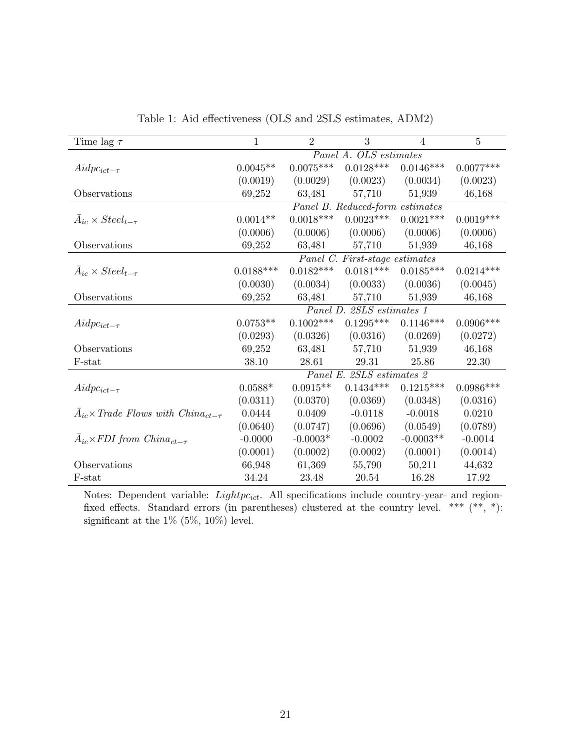Table 1: Aid effectiveness (OLS and 2SLS estimates, ADM2)

| Time lag $\tau$ | 1 | 2 | 3 | 4 | 5 |
|---|---|---|---|---|---|
| | *Panel A. OLS estimates* | | | | |
| $Aidpc_{ict-\tau}$ | 0.0045** | 0.0075*** | 0.0128*** | 0.0146*** | 0.0077*** |
| | (0.0019) | (0.0029) | (0.0023) | (0.0034) | (0.0023) |
| Observations | 69,252 | 63,481 | 57,710 | 51,939 | 46,168 |
| | *Panel B. Reduced-form estimates* | | | | |
| $\bar{A}_{ic} \times Steel_{t-\tau}$ | 0.0014** | 0.0018*** | 0.0023*** | 0.0021*** | 0.0019*** |
| | (0.0006) | (0.0006) | (0.0006) | (0.0006) | (0.0006) |
| Observations | 69,252 | 63,481 | 57,710 | 51,939 | 46,168 |
| | *Panel C. First-stage estimates* | | | | |
| $\bar{A}_{ic} \times Steel_{t-\tau}$ | 0.0188*** | 0.0182*** | 0.0181*** | 0.0185*** | 0.0214*** |
| | (0.0030) | (0.0034) | (0.0033) | (0.0036) | (0.0045) |
| Observations | 69,252 | 63,481 | 57,710 | 51,939 | 46,168 |
| | *Panel D. 2SLS estimates 1* | | | | |
| $Aidpc_{ict-\tau}$ | 0.0753** | 0.1002*** | 0.1295*** | 0.1146*** | 0.0906*** |
| | (0.0293) | (0.0326) | (0.0316) | (0.0269) | (0.0272) |
| Observations | 69,252 | 63,481 | 57,710 | 51,939 | 46,168 |
| F-stat | 38.10 | 28.61 | 29.31 | 25.86 | 22.30 |
| | *Panel E. 2SLS estimates 2* | | | | |
| $Aidpc_{ict-\tau}$ | 0.0588* | 0.0915** | 0.1434*** | 0.1215*** | 0.0986*** |
| | (0.0311) | (0.0370) | (0.0369) | (0.0348) | (0.0316) |
| $\bar{A}_{ic} \times$ *Trade Flows with China*$_{ct-\tau}$ | 0.0444 | 0.0409 | -0.0118 | -0.0018 | 0.0210 |
| | (0.0640) | (0.0747) | (0.0696) | (0.0549) | (0.0789) |
| $\bar{A}_{ic} \times$ *FDI from China*$_{ct-\tau}$ | -0.0000 | -0.0003* | -0.0002 | -0.0003** | -0.0014 |
| | (0.0001) | (0.0002) | (0.0002) | (0.0001) | (0.0014) |
| Observations | 66,948 | 61,369 | 55,790 | 50,211 | 44,632 |
| F-stat | 34.24 | 23.48 | 20.54 | 16.28 | 17.92 |

Notes: Dependent variable: $Lightpc_{ict}$. All specifications include country-year- and region-fixed effects. Standard errors (in parentheses) clustered at the country level. *** (**, *): significant at the 1% (5%, 10%) level.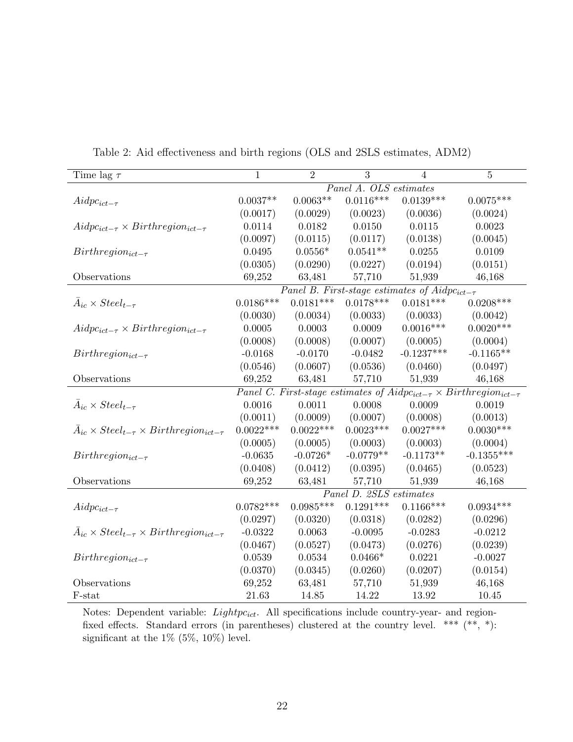Table 2: Aid effectiveness and birth regions (OLS and 2SLS estimates, ADM2)

| Time lag $\tau$ | 1 | 2 | 3 | 4 | 5 |
|---|---|---|---|---|---|
| | *Panel A. OLS estimates* | | | | |
| $Aidpc_{ict-\tau}$ | 0.0037** | 0.0063** | 0.0116*** | 0.0139*** | 0.0075*** |
| | (0.0017) | (0.0029) | (0.0023) | (0.0036) | (0.0024) |
| $Aidpc_{ict-\tau} \times Birthregion_{ict-\tau}$ | 0.0114 | 0.0182 | 0.0150 | 0.0115 | 0.0023 |
| | (0.0097) | (0.0115) | (0.0117) | (0.0138) | (0.0045) |
| $Birthregion_{ict-\tau}$ | 0.0495 | 0.0556* | 0.0541** | 0.0255 | 0.0109 |
| | (0.0305) | (0.0290) | (0.0227) | (0.0194) | (0.0151) |
| Observations | 69,252 | 63,481 | 57,710 | 51,939 | 46,168 |
| | *Panel B. First-stage estimates of $Aidpc_{ict-\tau}$* | | | | |
| $\bar{A}_{ic} \times Steel_{t-\tau}$ | 0.0186*** | 0.0181*** | 0.0178*** | 0.0181*** | 0.0208*** |
| | (0.0030) | (0.0034) | (0.0033) | (0.0033) | (0.0042) |
| $Aidpc_{ict-\tau} \times Birthregion_{ict-\tau}$ | 0.0005 | 0.0003 | 0.0009 | 0.0016*** | 0.0020*** |
| | (0.0008) | (0.0008) | (0.0007) | (0.0005) | (0.0004) |
| $Birthregion_{ict-\tau}$ | -0.0168 | -0.0170 | -0.0482 | -0.1237*** | -0.1165** |
| | (0.0546) | (0.0607) | (0.0536) | (0.0460) | (0.0497) |
| Observations | 69,252 | 63,481 | 57,710 | 51,939 | 46,168 |
| | *Panel C. First-stage estimates of $Aidpc_{ict-\tau} \times Birthregion_{ict-\tau}$* | | | | |
| $\bar{A}_{ic} \times Steel_{t-\tau}$ | 0.0016 | 0.0011 | 0.0008 | 0.0009 | 0.0019 |
| | (0.0011) | (0.0009) | (0.0007) | (0.0008) | (0.0013) |
| $\bar{A}_{ic} \times Steel_{t-\tau} \times Birthregion_{ict-\tau}$ | 0.0022*** | 0.0022*** | 0.0023*** | 0.0027*** | 0.0030*** |
| | (0.0005) | (0.0005) | (0.0003) | (0.0003) | (0.0004) |
| $Birthregion_{ict-\tau}$ | -0.0635 | -0.0726* | -0.0779** | -0.1173** | -0.1355*** |
| | (0.0408) | (0.0412) | (0.0395) | (0.0465) | (0.0523) |
| Observations | 69,252 | 63,481 | 57,710 | 51,939 | 46,168 |
| | *Panel D. 2SLS estimates* | | | | |
| $Aidpc_{ict-\tau}$ | 0.0782*** | 0.0985*** | 0.1291*** | 0.1166*** | 0.0934*** |
| | (0.0297) | (0.0320) | (0.0318) | (0.0282) | (0.0296) |
| $\bar{A}_{ic} \times Steel_{t-\tau} \times Birthregion_{ict-\tau}$ | -0.0322 | 0.0063 | -0.0095 | -0.0283 | -0.0212 |
| | (0.0467) | (0.0527) | (0.0473) | (0.0276) | (0.0239) |
| $Birthregion_{ict-\tau}$ | 0.0539 | 0.0534 | 0.0466* | 0.0221 | -0.0027 |
| | (0.0370) | (0.0345) | (0.0260) | (0.0207) | (0.0154) |
| Observations | 69,252 | 63,481 | 57,710 | 51,939 | 46,168 |
| F-stat | 21.63 | 14.85 | 14.22 | 13.92 | 10.45 |

Notes: Dependent variable: $Lightpc_{ict}$. All specifications include country-year- and region-fixed effects. Standard errors (in parentheses) clustered at the country level. *** (**, *): significant at the 1% (5%, 10%) level.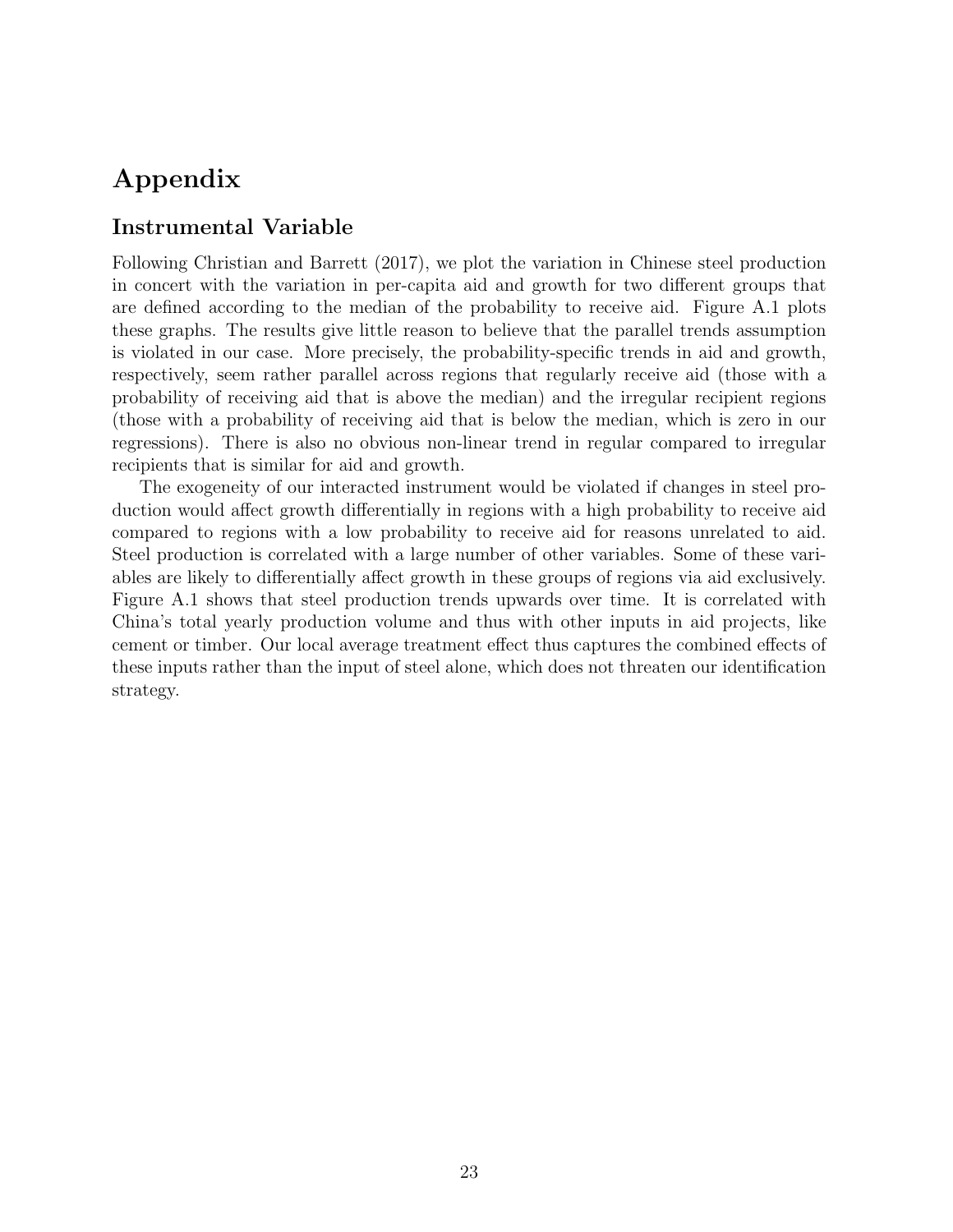# Appendix

## Instrumental Variable

Following Christian and Barrett (2017), we plot the variation in Chinese steel production in concert with the variation in per-capita aid and growth for two different groups that are defined according to the median of the probability to receive aid. Figure A.1 plots these graphs. The results give little reason to believe that the parallel trends assumption is violated in our case. More precisely, the probability-specific trends in aid and growth, respectively, seem rather parallel across regions that regularly receive aid (those with a probability of receiving aid that is above the median) and the irregular recipient regions (those with a probability of receiving aid that is below the median, which is zero in our regressions). There is also no obvious non-linear trend in regular compared to irregular recipients that is similar for aid and growth.

The exogeneity of our interacted instrument would be violated if changes in steel production would affect growth differentially in regions with a high probability to receive aid compared to regions with a low probability to receive aid for reasons unrelated to aid. Steel production is correlated with a large number of other variables. Some of these variables are likely to differentially affect growth in these groups of regions via aid exclusively. Figure A.1 shows that steel production trends upwards over time. It is correlated with China's total yearly production volume and thus with other inputs in aid projects, like cement or timber. Our local average treatment effect thus captures the combined effects of these inputs rather than the input of steel alone, which does not threaten our identification strategy.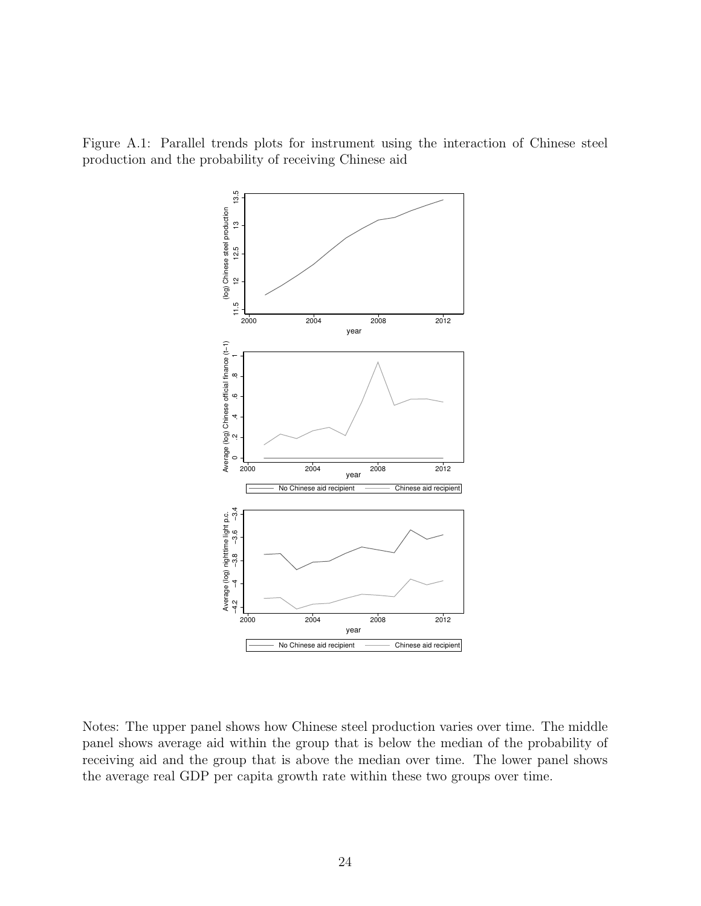Figure A.1: Parallel trends plots for instrument using the interaction of Chinese steel production and the probability of receiving Chinese aid

Notes: The upper panel shows how Chinese steel production varies over time. The middle panel shows average aid within the group that is below the median of the probability of receiving aid and the group that is above the median over time. The lower panel shows the average real GDP per capita growth rate within these two groups over time.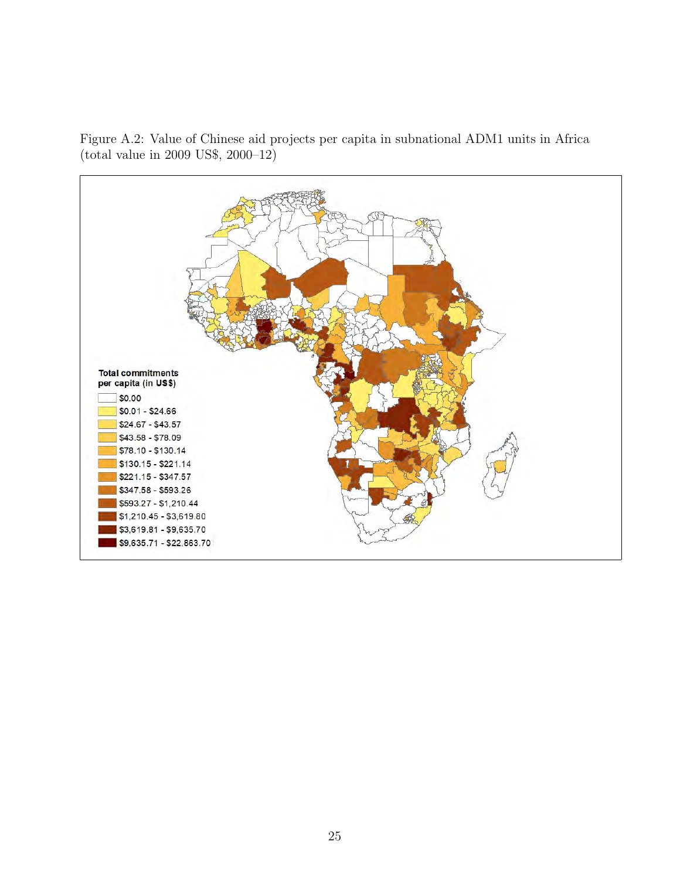Figure A.2: Value of Chinese aid projects per capita in subnational ADM1 units in Africa (total value in 2009 US$, 2000–12)

**Total commitments per capita (in US$)**

- $0.00
- $0.01 - $24.66
- $24.67 - $43.57
- $43.58 - $78.09
- $78.10 - $130.14
- $130.15 - $221.14
- $221.15 - $347.57
- $347.58 - $593.26
- $593.27 - $1,210.44
- $1,210.45 - $3,619.80
- $3,619.81 - $9,635.70
- $9,635.71 - $22,863.70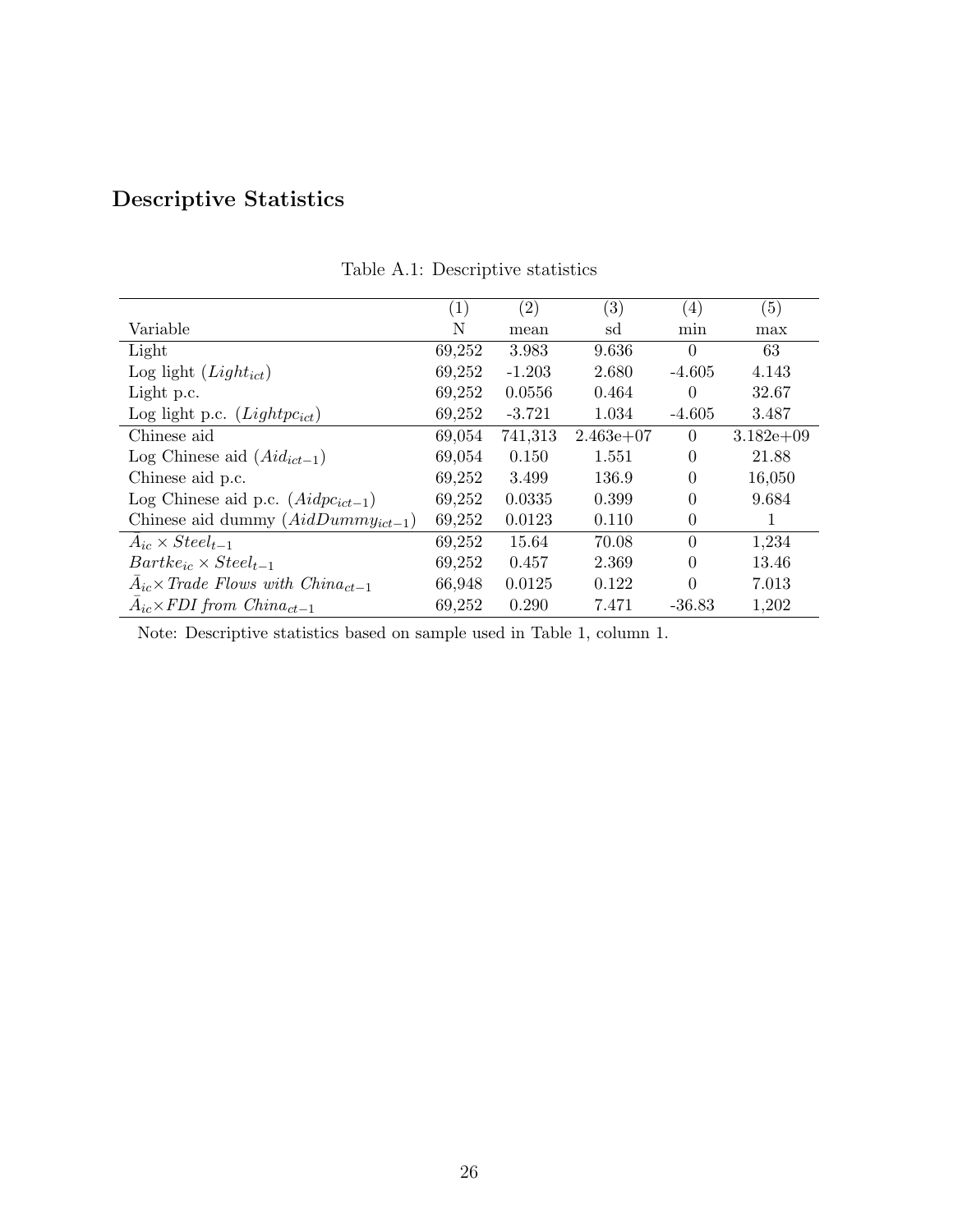## Descriptive Statistics

Table A.1: Descriptive statistics

| Variable | (1) N | (2) mean | (3) sd | (4) min | (5) max |
|---|---|---|---|---|---|
| Light | 69,252 | 3.983 | 9.636 | 0 | 63 |
| Log light ($Light_{ict}$) | 69,252 | -1.203 | 2.680 | -4.605 | 4.143 |
| Light p.c. | 69,252 | 0.0556 | 0.464 | 0 | 32.67 |
| Log light p.c. ($Lightpc_{ict}$) | 69,252 | -3.721 | 1.034 | -4.605 | 3.487 |
| Chinese aid | 69,054 | 741,313 | 2.463e+07 | 0 | 3.182e+09 |
| Log Chinese aid ($Aid_{ict-1}$) | 69,054 | 0.150 | 1.551 | 0 | 21.88 |
| Chinese aid p.c. | 69,252 | 3.499 | 136.9 | 0 | 16,050 |
| Log Chinese aid p.c. ($Aidpc_{ict-1}$) | 69,252 | 0.0335 | 0.399 | 0 | 9.684 |
| Chinese aid dummy ($AidDummy_{ict-1}$) | 69,252 | 0.0123 | 0.110 | 0 | 1 |
| $\bar{A}_{ic} \times Steel_{t-1}$ | 69,252 | 15.64 | 70.08 | 0 | 1,234 |
| $Bartke_{ic} \times Steel_{t-1}$ | 69,252 | 0.457 | 2.369 | 0 | 13.46 |
| $\bar{A}_{ic} \times$ *Trade Flows with* $China_{ct-1}$ | 66,948 | 0.0125 | 0.122 | 0 | 7.013 |
| $\bar{A}_{ic} \times$ *FDI from* $China_{ct-1}$ | 69,252 | 0.290 | 7.471 | -36.83 | 1,202 |

Note: Descriptive statistics based on sample used in Table 1, column 1.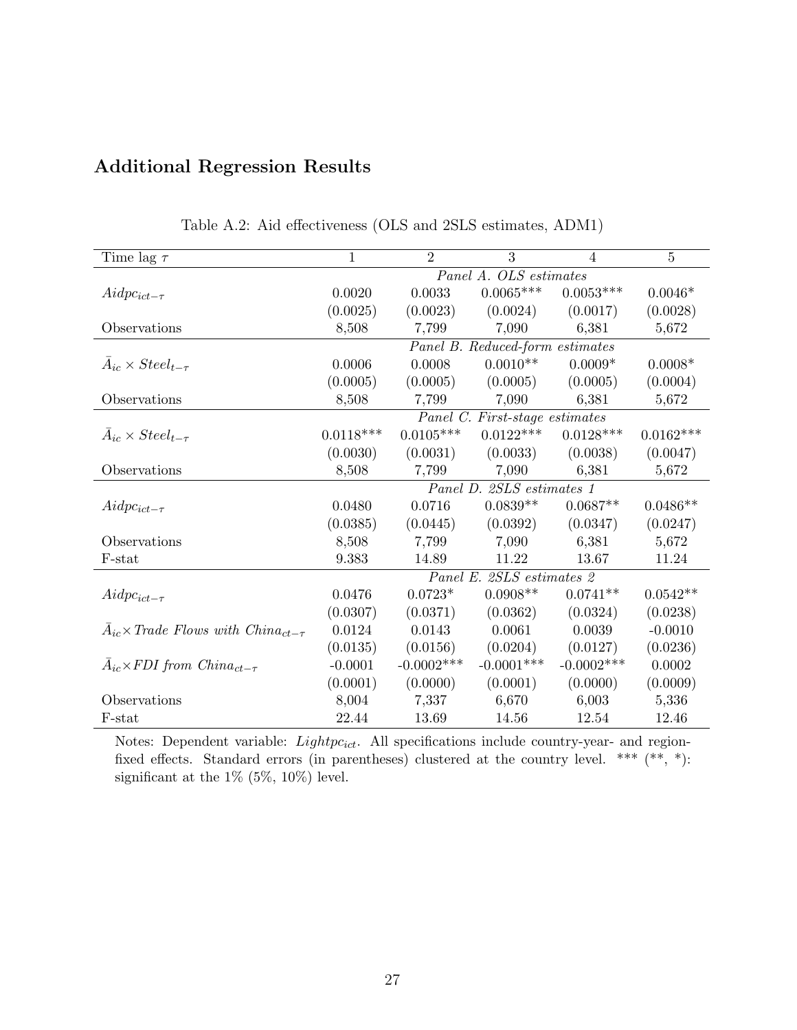## Additional Regression Results

Table A.2: Aid effectiveness (OLS and 2SLS estimates, ADM1)

| Time lag $\tau$ | 1 | 2 | 3 | 4 | 5 |
|---|---|---|---|---|---|
| | *Panel A. OLS estimates* | | | | |
| $Aidpc_{ict-\tau}$ | 0.0020 | 0.0033 | 0.0065*** | 0.0053*** | 0.0046* |
| | (0.0025) | (0.0023) | (0.0024) | (0.0017) | (0.0028) |
| Observations | 8,508 | 7,799 | 7,090 | 6,381 | 5,672 |
| | *Panel B. Reduced-form estimates* | | | | |
| $\bar{A}_{ic} \times Steel_{t-\tau}$ | 0.0006 | 0.0008 | 0.0010** | 0.0009* | 0.0008* |
| | (0.0005) | (0.0005) | (0.0005) | (0.0005) | (0.0004) |
| Observations | 8,508 | 7,799 | 7,090 | 6,381 | 5,672 |
| | *Panel C. First-stage estimates* | | | | |
| $\bar{A}_{ic} \times Steel_{t-\tau}$ | 0.0118*** | 0.0105*** | 0.0122*** | 0.0128*** | 0.0162*** |
| | (0.0030) | (0.0031) | (0.0033) | (0.0038) | (0.0047) |
| Observations | 8,508 | 7,799 | 7,090 | 6,381 | 5,672 |
| | *Panel D. 2SLS estimates 1* | | | | |
| $Aidpc_{ict-\tau}$ | 0.0480 | 0.0716 | 0.0839** | 0.0687** | 0.0486** |
| | (0.0385) | (0.0445) | (0.0392) | (0.0347) | (0.0247) |
| Observations | 8,508 | 7,799 | 7,090 | 6,381 | 5,672 |
| F-stat | 9.383 | 14.89 | 11.22 | 13.67 | 11.24 |
| | *Panel E. 2SLS estimates 2* | | | | |
| $Aidpc_{ict-\tau}$ | 0.0476 | 0.0723* | 0.0908** | 0.0741** | 0.0542** |
| | (0.0307) | (0.0371) | (0.0362) | (0.0324) | (0.0238) |
| $\bar{A}_{ic} \times$ *Trade Flows with China*$_{ct-\tau}$ | 0.0124 | 0.0143 | 0.0061 | 0.0039 | -0.0010 |
| | (0.0135) | (0.0156) | (0.0204) | (0.0127) | (0.0236) |
| $\bar{A}_{ic} \times$ *FDI from China*$_{ct-\tau}$ | -0.0001 | -0.0002*** | -0.0001*** | -0.0002*** | 0.0002 |
| | (0.0001) | (0.0000) | (0.0001) | (0.0000) | (0.0009) |
| Observations | 8,004 | 7,337 | 6,670 | 6,003 | 5,336 |
| F-stat | 22.44 | 13.69 | 14.56 | 12.54 | 12.46 |

Notes: Dependent variable: $Lightpc_{ict}$. All specifications include country-year- and region-fixed effects. Standard errors (in parentheses) clustered at the country level. *** (**, *): significant at the 1% (5%, 10%) level.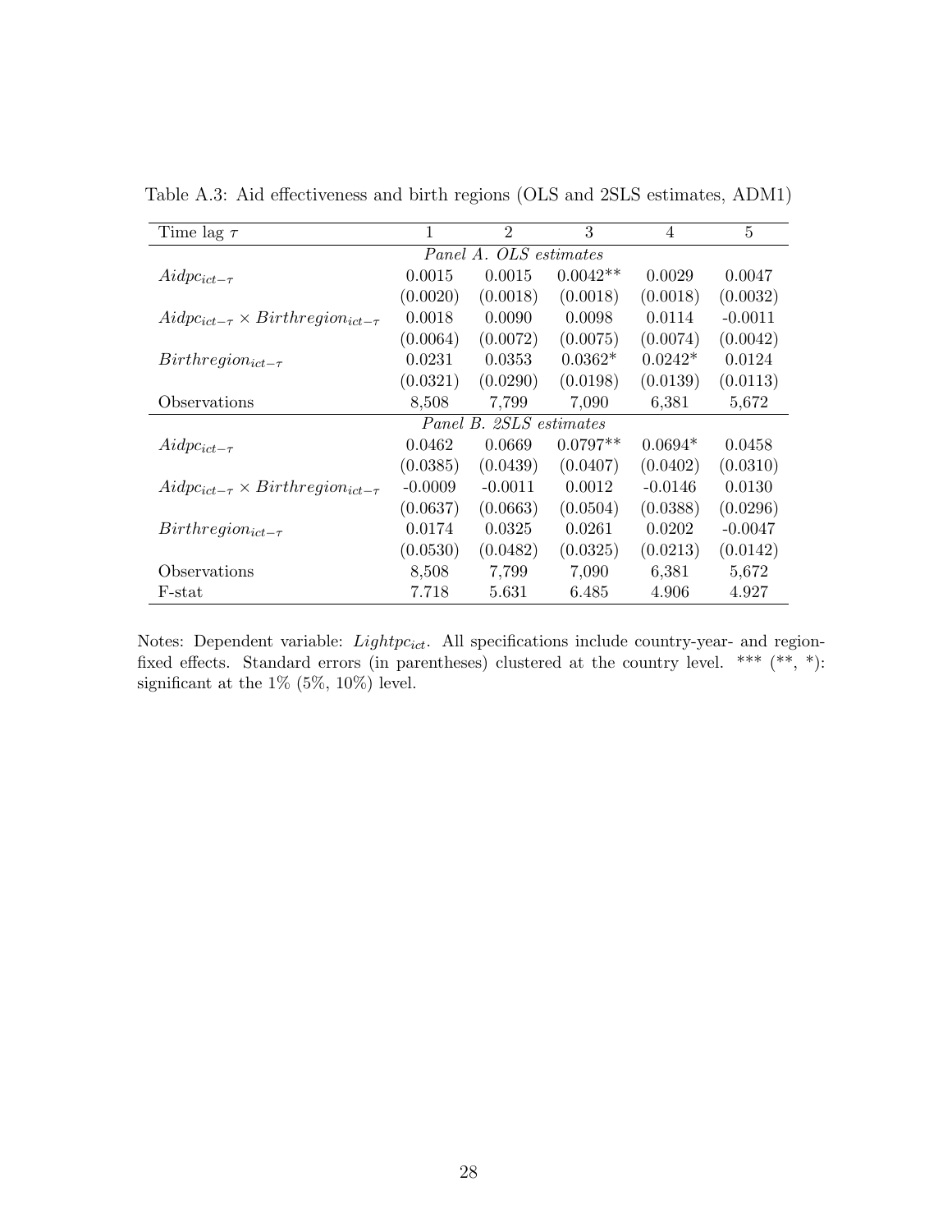Table A.3: Aid effectiveness and birth regions (OLS and 2SLS estimates, ADM1)

| Time lag $\tau$ | 1 | 2 | 3 | 4 | 5 |
|---|---|---|---|---|---|
| *Panel A. OLS estimates* | | | | | |
| $Aidpc_{ict-\tau}$ | 0.0015 | 0.0015 | 0.0042** | 0.0029 | 0.0047 |
| | (0.0020) | (0.0018) | (0.0018) | (0.0018) | (0.0032) |
| $Aidpc_{ict-\tau} \times Birthregion_{ict-\tau}$ | 0.0018 | 0.0090 | 0.0098 | 0.0114 | -0.0011 |
| | (0.0064) | (0.0072) | (0.0075) | (0.0074) | (0.0042) |
| $Birthregion_{ict-\tau}$ | 0.0231 | 0.0353 | 0.0362* | 0.0242* | 0.0124 |
| | (0.0321) | (0.0290) | (0.0198) | (0.0139) | (0.0113) |
| Observations | 8,508 | 7,799 | 7,090 | 6,381 | 5,672 |
| *Panel B. 2SLS estimates* | | | | | |
| $Aidpc_{ict-\tau}$ | 0.0462 | 0.0669 | 0.0797** | 0.0694* | 0.0458 |
| | (0.0385) | (0.0439) | (0.0407) | (0.0402) | (0.0310) |
| $Aidpc_{ict-\tau} \times Birthregion_{ict-\tau}$ | -0.0009 | -0.0011 | 0.0012 | -0.0146 | 0.0130 |
| | (0.0637) | (0.0663) | (0.0504) | (0.0388) | (0.0296) |
| $Birthregion_{ict-\tau}$ | 0.0174 | 0.0325 | 0.0261 | 0.0202 | -0.0047 |
| | (0.0530) | (0.0482) | (0.0325) | (0.0213) | (0.0142) |
| Observations | 8,508 | 7,799 | 7,090 | 6,381 | 5,672 |
| F-stat | 7.718 | 5.631 | 6.485 | 4.906 | 4.927 |

Notes: Dependent variable: $Lightpc_{ict}$. All specifications include country-year- and region-fixed effects. Standard errors (in parentheses) clustered at the country level. *** (**, *): significant at the 1% (5%, 10%) level.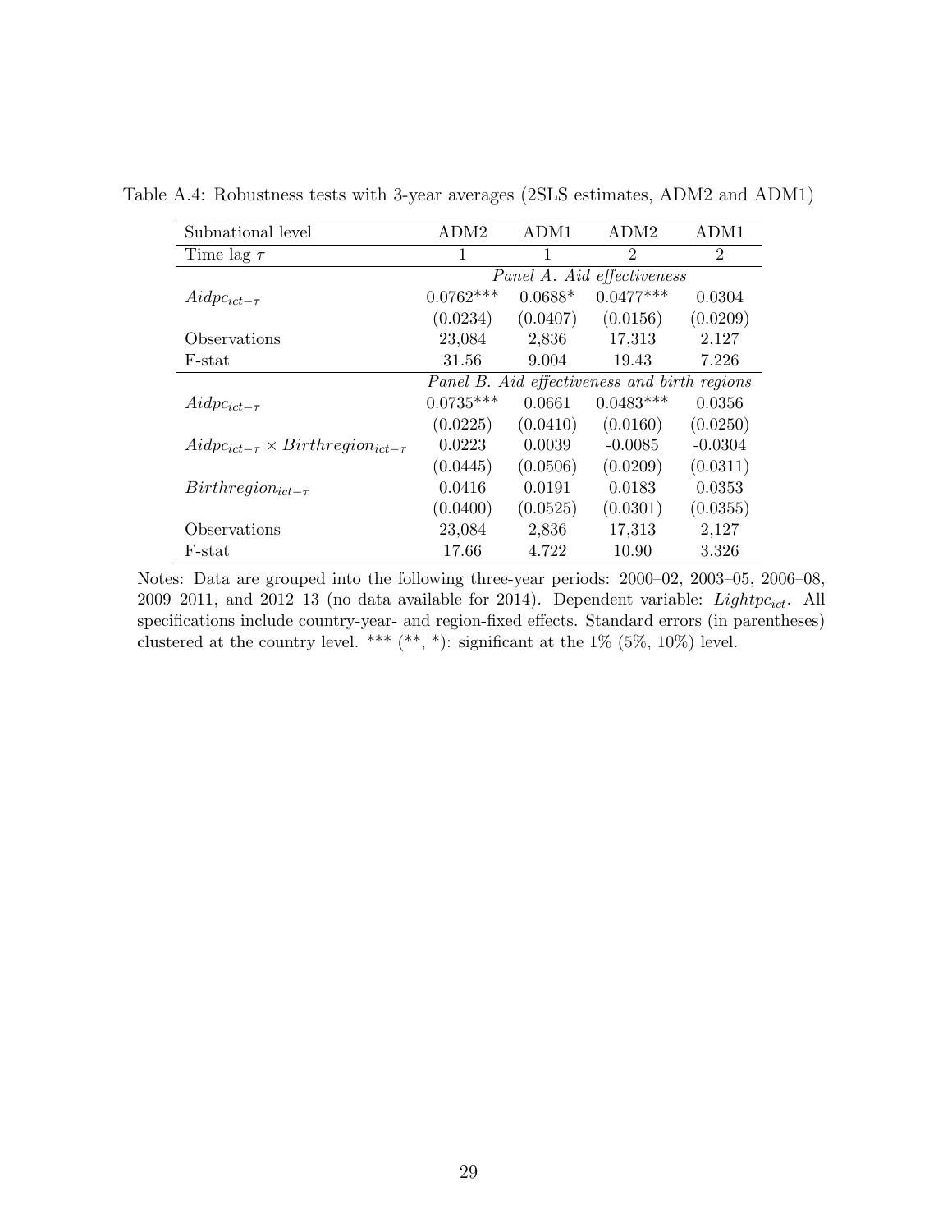Table A.4: Robustness tests with 3-year averages (2SLS estimates, ADM2 and ADM1)

| Subnational level | ADM2 | ADM1 | ADM2 | ADM1 |
|---|---|---|---|---|
| Time lag $\tau$ | 1 | 1 | 2 | 2 |
| | *Panel A. Aid effectiveness* | | | |
| $Aidpc_{ict-\tau}$ | 0.0762*** | 0.0688* | 0.0477*** | 0.0304 |
| | (0.0234) | (0.0407) | (0.0156) | (0.0209) |
| Observations | 23,084 | 2,836 | 17,313 | 2,127 |
| F-stat | 31.56 | 9.004 | 19.43 | 7.226 |
| | *Panel B. Aid effectiveness and birth regions* | | | |
| $Aidpc_{ict-\tau}$ | 0.0735*** | 0.0661 | 0.0483*** | 0.0356 |
| | (0.0225) | (0.0410) | (0.0160) | (0.0250) |
| $Aidpc_{ict-\tau} \times Birthregion_{ict-\tau}$ | 0.0223 | 0.0039 | -0.0085 | -0.0304 |
| | (0.0445) | (0.0506) | (0.0209) | (0.0311) |
| $Birthregion_{ict-\tau}$ | 0.0416 | 0.0191 | 0.0183 | 0.0353 |
| | (0.0400) | (0.0525) | (0.0301) | (0.0355) |
| Observations | 23,084 | 2,836 | 17,313 | 2,127 |
| F-stat | 17.66 | 4.722 | 10.90 | 3.326 |

Notes: Data are grouped into the following three-year periods: 2000–02, 2003–05, 2006–08, 2009–2011, and 2012–13 (no data available for 2014). Dependent variable: $Lightpc_{ict}$. All specifications include country-year- and region-fixed effects. Standard errors (in parentheses) clustered at the country level. *** (**, *): significant at the 1% (5%, 10%) level.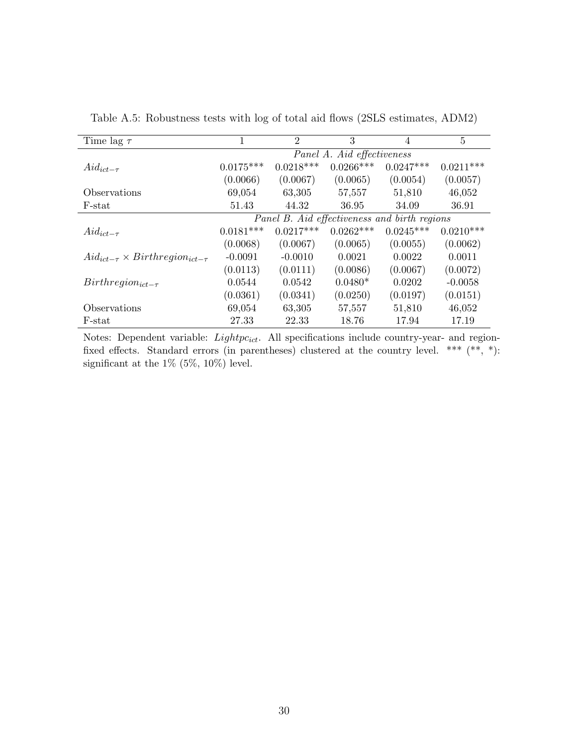Table A.5: Robustness tests with log of total aid flows (2SLS estimates, ADM2)

| Time lag $\tau$ | 1 | 2 | 3 | 4 | 5 |
|---|---|---|---|---|---|
| | *Panel A. Aid effectiveness* | | | | |
| $Aid_{ict-\tau}$ | 0.0175*** | 0.0218*** | 0.0266*** | 0.0247*** | 0.0211*** |
| | (0.0066) | (0.0067) | (0.0065) | (0.0054) | (0.0057) |
| Observations | 69,054 | 63,305 | 57,557 | 51,810 | 46,052 |
| F-stat | 51.43 | 44.32 | 36.95 | 34.09 | 36.91 |
| | *Panel B. Aid effectiveness and birth regions* | | | | |
| $Aid_{ict-\tau}$ | 0.0181*** | 0.0217*** | 0.0262*** | 0.0245*** | 0.0210*** |
| | (0.0068) | (0.0067) | (0.0065) | (0.0055) | (0.0062) |
| $Aid_{ict-\tau} \times Birthregion_{ict-\tau}$ | -0.0091 | -0.0010 | 0.0021 | 0.0022 | 0.0011 |
| | (0.0113) | (0.0111) | (0.0086) | (0.0067) | (0.0072) |
| $Birthregion_{ict-\tau}$ | 0.0544 | 0.0542 | 0.0480* | 0.0202 | -0.0058 |
| | (0.0361) | (0.0341) | (0.0250) | (0.0197) | (0.0151) |
| Observations | 69,054 | 63,305 | 57,557 | 51,810 | 46,052 |
| F-stat | 27.33 | 22.33 | 18.76 | 17.94 | 17.19 |

Notes: Dependent variable: $Lightpc_{ict}$. All specifications include country-year- and region-fixed effects. Standard errors (in parentheses) clustered at the country level. *** (**, *): significant at the 1% (5%, 10%) level.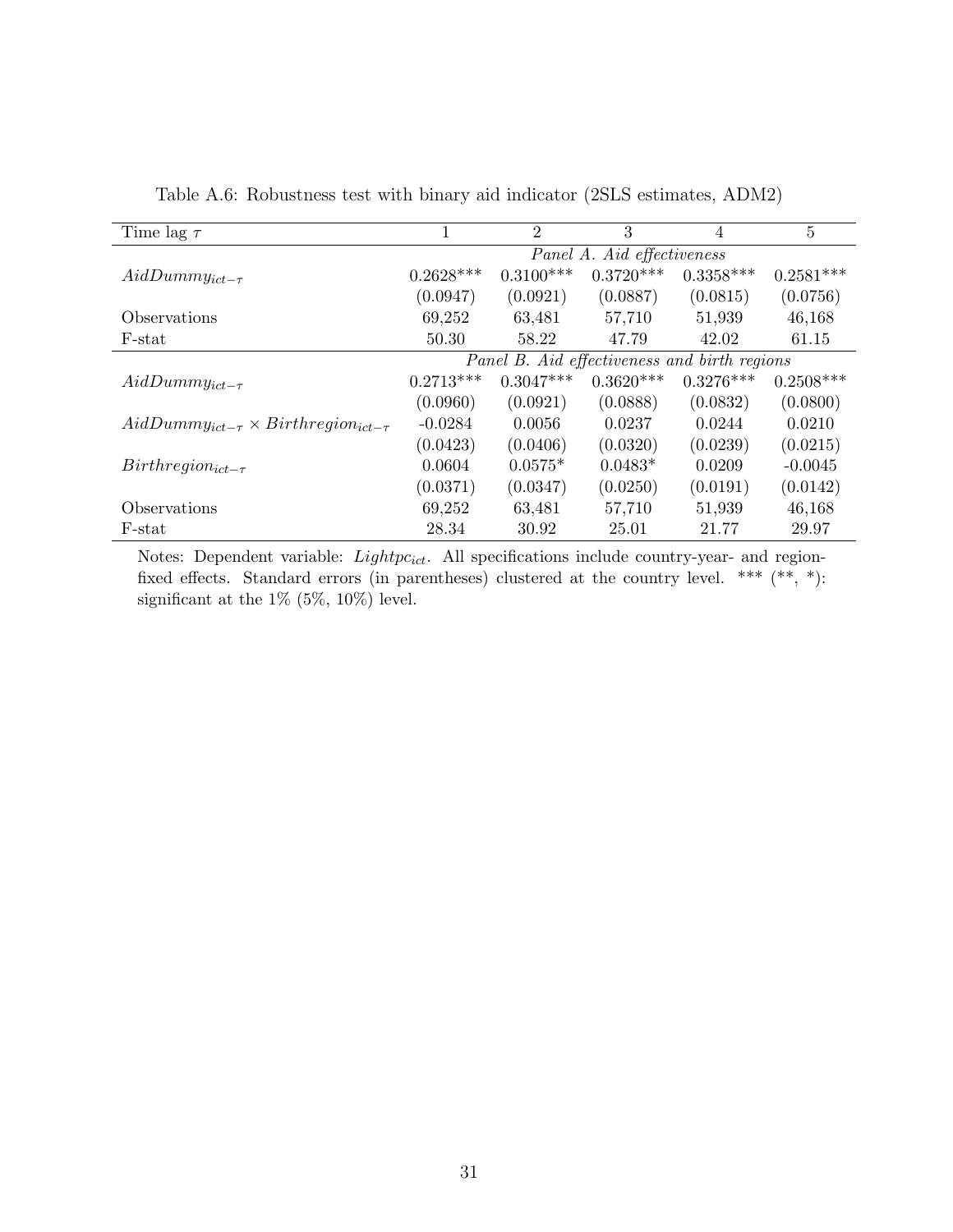Table A.6: Robustness test with binary aid indicator (2SLS estimates, ADM2)

| Time lag $\tau$ | 1 | 2 | 3 | 4 | 5 |
|---|---|---|---|---|---|
| | *Panel A. Aid effectiveness* | | | | |
| $AidDummy_{ict-\tau}$ | 0.2628*** | 0.3100*** | 0.3720*** | 0.3358*** | 0.2581*** |
| | (0.0947) | (0.0921) | (0.0887) | (0.0815) | (0.0756) |
| Observations | 69,252 | 63,481 | 57,710 | 51,939 | 46,168 |
| F-stat | 50.30 | 58.22 | 47.79 | 42.02 | 61.15 |
| | *Panel B. Aid effectiveness and birth regions* | | | | |
| $AidDummy_{ict-\tau}$ | 0.2713*** | 0.3047*** | 0.3620*** | 0.3276*** | 0.2508*** |
| | (0.0960) | (0.0921) | (0.0888) | (0.0832) | (0.0800) |
| $AidDummy_{ict-\tau} \times Birthregion_{ict-\tau}$ | -0.0284 | 0.0056 | 0.0237 | 0.0244 | 0.0210 |
| | (0.0423) | (0.0406) | (0.0320) | (0.0239) | (0.0215) |
| $Birthregion_{ict-\tau}$ | 0.0604 | 0.0575* | 0.0483* | 0.0209 | -0.0045 |
| | (0.0371) | (0.0347) | (0.0250) | (0.0191) | (0.0142) |
| Observations | 69,252 | 63,481 | 57,710 | 51,939 | 46,168 |
| F-stat | 28.34 | 30.92 | 25.01 | 21.77 | 29.97 |

Notes: Dependent variable: $Lightpc_{ict}$. All specifications include country-year- and region-fixed effects. Standard errors (in parentheses) clustered at the country level. *** (**, *): significant at the 1% (5%, 10%) level.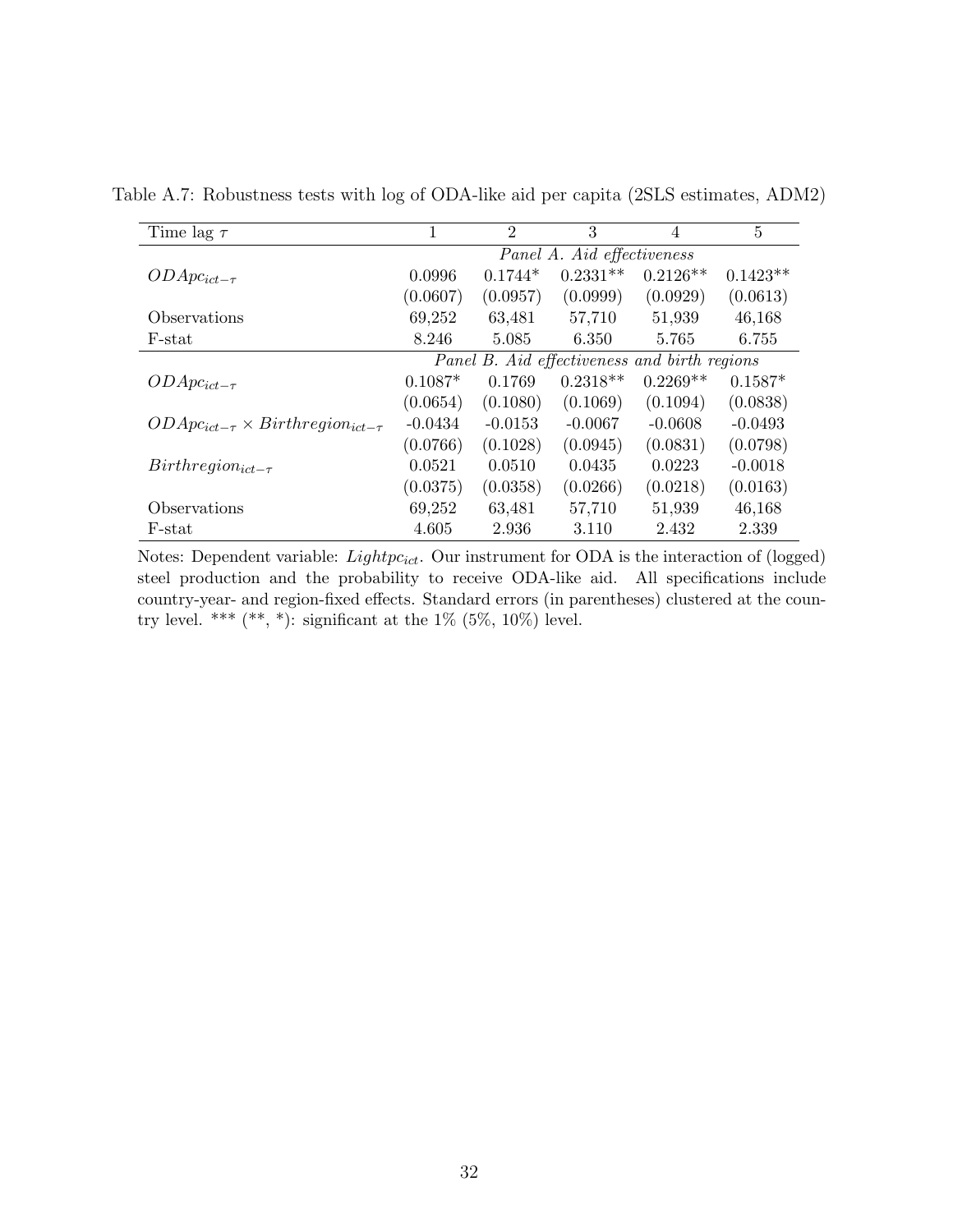Table A.7: Robustness tests with log of ODA-like aid per capita (2SLS estimates, ADM2)

| Time lag $\tau$ | 1 | 2 | 3 | 4 | 5 |
|---|---|---|---|---|---|
| | *Panel A. Aid effectiveness* | | | | |
| $ODApc_{ict-\tau}$ | 0.0996 | 0.1744* | 0.2331** | 0.2126** | 0.1423** |
| | (0.0607) | (0.0957) | (0.0999) | (0.0929) | (0.0613) |
| Observations | 69,252 | 63,481 | 57,710 | 51,939 | 46,168 |
| F-stat | 8.246 | 5.085 | 6.350 | 5.765 | 6.755 |
| | *Panel B. Aid effectiveness and birth regions* | | | | |
| $ODApc_{ict-\tau}$ | 0.1087* | 0.1769 | 0.2318** | 0.2269** | 0.1587* |
| | (0.0654) | (0.1080) | (0.1069) | (0.1094) | (0.0838) |
| $ODApc_{ict-\tau} \times Birthregion_{ict-\tau}$ | -0.0434 | -0.0153 | -0.0067 | -0.0608 | -0.0493 |
| | (0.0766) | (0.1028) | (0.0945) | (0.0831) | (0.0798) |
| $Birthregion_{ict-\tau}$ | 0.0521 | 0.0510 | 0.0435 | 0.0223 | -0.0018 |
| | (0.0375) | (0.0358) | (0.0266) | (0.0218) | (0.0163) |
| Observations | 69,252 | 63,481 | 57,710 | 51,939 | 46,168 |
| F-stat | 4.605 | 2.936 | 3.110 | 2.432 | 2.339 |

Notes: Dependent variable: $Lightpc_{ict}$. Our instrument for ODA is the interaction of (logged) steel production and the probability to receive ODA-like aid. All specifications include country-year- and region-fixed effects. Standard errors (in parentheses) clustered at the country level. *** (**, *): significant at the 1% (5%, 10%) level.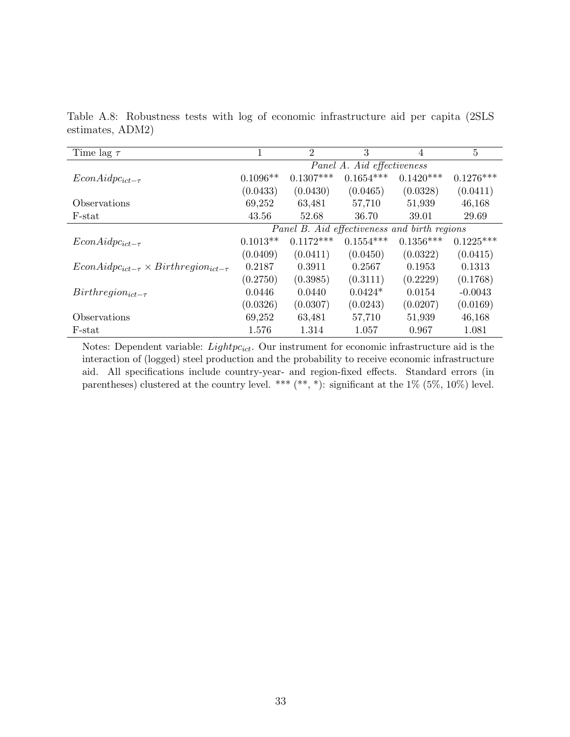Table A.8: Robustness tests with log of economic infrastructure aid per capita (2SLS estimates, ADM2)

| Time lag $\tau$ | 1 | 2 | 3 | 4 | 5 |
|---|---|---|---|---|---|
| | *Panel A. Aid effectiveness* | | | | |
| $EconAidpc_{ict-\tau}$ | 0.1096** | 0.1307*** | 0.1654*** | 0.1420*** | 0.1276*** |
| | (0.0433) | (0.0430) | (0.0465) | (0.0328) | (0.0411) |
| Observations | 69,252 | 63,481 | 57,710 | 51,939 | 46,168 |
| F-stat | 43.56 | 52.68 | 36.70 | 39.01 | 29.69 |
| | *Panel B. Aid effectiveness and birth regions* | | | | |
| $EconAidpc_{ict-\tau}$ | 0.1013** | 0.1172*** | 0.1554*** | 0.1356*** | 0.1225*** |
| | (0.0409) | (0.0411) | (0.0450) | (0.0322) | (0.0415) |
| $EconAidpc_{ict-\tau} \times Birthregion_{ict-\tau}$ | 0.2187 | 0.3911 | 0.2567 | 0.1953 | 0.1313 |
| | (0.2750) | (0.3985) | (0.3111) | (0.2229) | (0.1768) |
| $Birthregion_{ict-\tau}$ | 0.0446 | 0.0440 | 0.0424* | 0.0154 | -0.0043 |
| | (0.0326) | (0.0307) | (0.0243) | (0.0207) | (0.0169) |
| Observations | 69,252 | 63,481 | 57,710 | 51,939 | 46,168 |
| F-stat | 1.576 | 1.314 | 1.057 | 0.967 | 1.081 |

Notes: Dependent variable: $Lightpc_{ict}$. Our instrument for economic infrastructure aid is the interaction of (logged) steel production and the probability to receive economic infrastructure aid. All specifications include country-year- and region-fixed effects. Standard errors (in parentheses) clustered at the country level. *** (**, *): significant at the 1% (5%, 10%) level.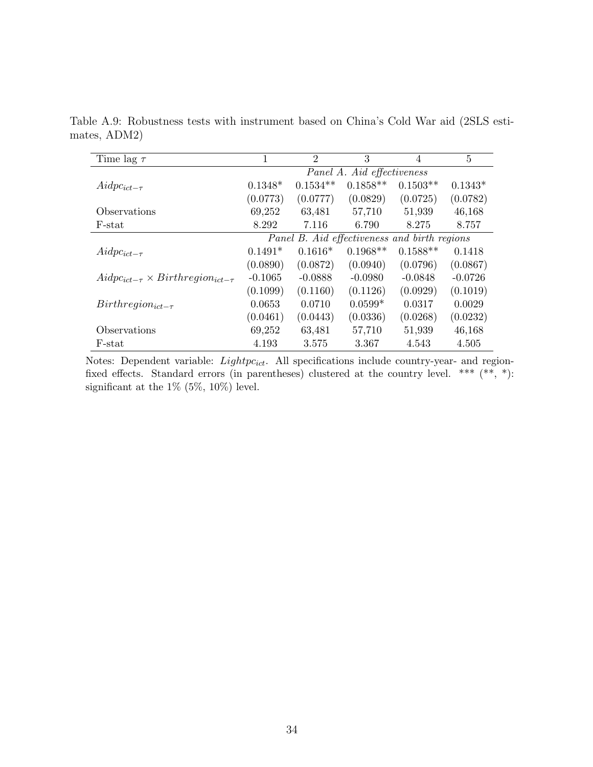Table A.9: Robustness tests with instrument based on China's Cold War aid (2SLS estimates, ADM2)

| Time lag $\tau$ | 1 | 2 | 3 | 4 | 5 |
|---|---|---|---|---|---|
| | *Panel A. Aid effectiveness* | | | | |
| $Aidpc_{ict-\tau}$ | 0.1348* | 0.1534** | 0.1858** | 0.1503** | 0.1343* |
| | (0.0773) | (0.0777) | (0.0829) | (0.0725) | (0.0782) |
| Observations | 69,252 | 63,481 | 57,710 | 51,939 | 46,168 |
| F-stat | 8.292 | 7.116 | 6.790 | 8.275 | 8.757 |
| | *Panel B. Aid effectiveness and birth regions* | | | | |
| $Aidpc_{ict-\tau}$ | 0.1491* | 0.1616* | 0.1968** | 0.1588** | 0.1418 |
| | (0.0890) | (0.0872) | (0.0940) | (0.0796) | (0.0867) |
| $Aidpc_{ict-\tau} \times Birthregion_{ict-\tau}$ | -0.1065 | -0.0888 | -0.0980 | -0.0848 | -0.0726 |
| | (0.1099) | (0.1160) | (0.1126) | (0.0929) | (0.1019) |
| $Birthregion_{ict-\tau}$ | 0.0653 | 0.0710 | 0.0599* | 0.0317 | 0.0029 |
| | (0.0461) | (0.0443) | (0.0336) | (0.0268) | (0.0232) |
| Observations | 69,252 | 63,481 | 57,710 | 51,939 | 46,168 |
| F-stat | 4.193 | 3.575 | 3.367 | 4.543 | 4.505 |

Notes: Dependent variable: $Lightpc_{ict}$. All specifications include country-year- and region-fixed effects. Standard errors (in parentheses) clustered at the country level. *** (**, *): significant at the 1% (5%, 10%) level.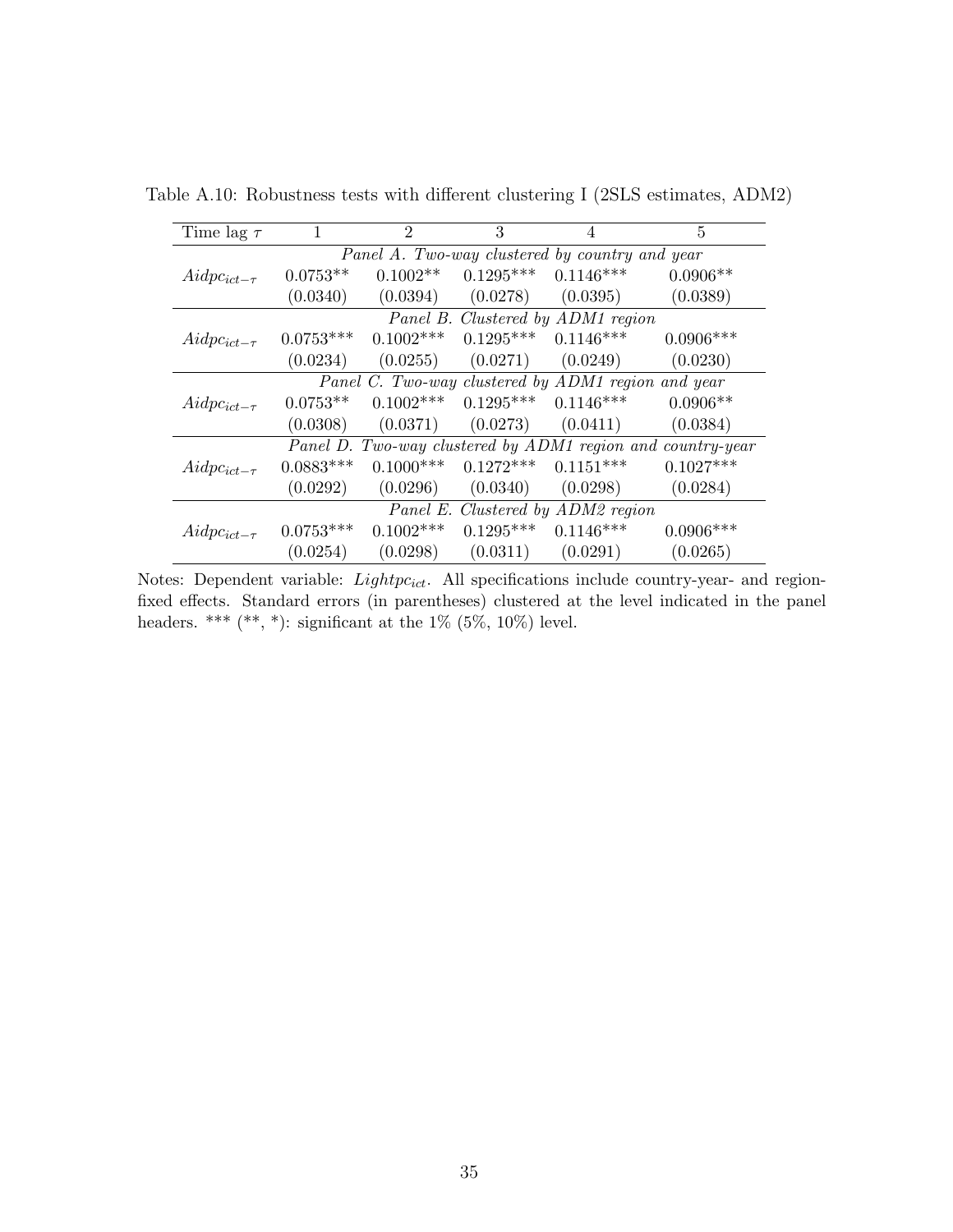Table A.10: Robustness tests with different clustering I (2SLS estimates, ADM2)

| Time lag $\tau$ | 1 | 2 | 3 | 4 | 5 |
|---|---|---|---|---|---|
| | *Panel A. Two-way clustered by country and year* | | | | |
| $Aidpc_{ict-\tau}$ | 0.0753** | 0.1002** | 0.1295*** | 0.1146*** | 0.0906** |
| | (0.0340) | (0.0394) | (0.0278) | (0.0395) | (0.0389) |
| | *Panel B. Clustered by ADM1 region* | | | | |
| $Aidpc_{ict-\tau}$ | 0.0753*** | 0.1002*** | 0.1295*** | 0.1146*** | 0.0906*** |
| | (0.0234) | (0.0255) | (0.0271) | (0.0249) | (0.0230) |
| | *Panel C. Two-way clustered by ADM1 region and year* | | | | |
| $Aidpc_{ict-\tau}$ | 0.0753** | 0.1002*** | 0.1295*** | 0.1146*** | 0.0906** |
| | (0.0308) | (0.0371) | (0.0273) | (0.0411) | (0.0384) |
| | *Panel D. Two-way clustered by ADM1 region and country-year* | | | | |
| $Aidpc_{ict-\tau}$ | 0.0883*** | 0.1000*** | 0.1272*** | 0.1151*** | 0.1027*** |
| | (0.0292) | (0.0296) | (0.0340) | (0.0298) | (0.0284) |
| | *Panel E. Clustered by ADM2 region* | | | | |
| $Aidpc_{ict-\tau}$ | 0.0753*** | 0.1002*** | 0.1295*** | 0.1146*** | 0.0906*** |
| | (0.0254) | (0.0298) | (0.0311) | (0.0291) | (0.0265) |

Notes: Dependent variable: $Lightpc_{ict}$. All specifications include country-year- and region-fixed effects. Standard errors (in parentheses) clustered at the level indicated in the panel headers. *** (**, *): significant at the 1% (5%, 10%) level.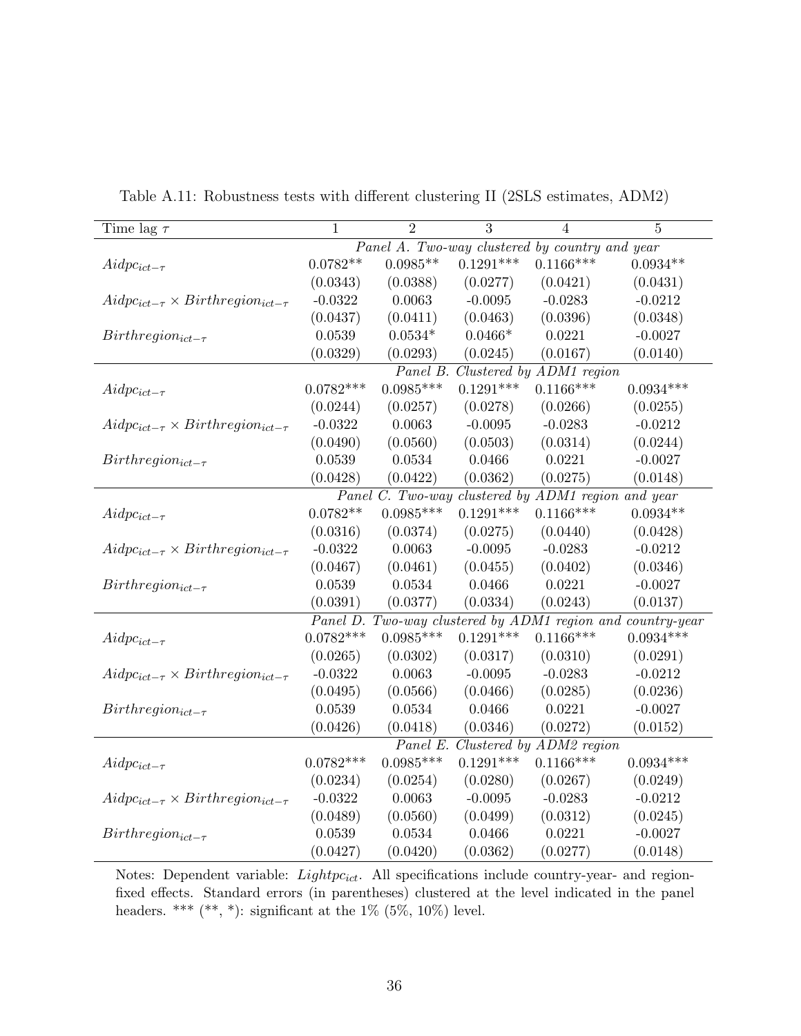Table A.11: Robustness tests with different clustering II (2SLS estimates, ADM2)

| Time lag $\tau$ | 1 | 2 | 3 | 4 | 5 |
|---|---|---|---|---|---|
| | *Panel A. Two-way clustered by country and year* | | | | |
| $Aidpc_{ict-\tau}$ | 0.0782** | 0.0985** | 0.1291*** | 0.1166*** | 0.0934** |
| | (0.0343) | (0.0388) | (0.0277) | (0.0421) | (0.0431) |
| $Aidpc_{ict-\tau} \times Birthregion_{ict-\tau}$ | -0.0322 | 0.0063 | -0.0095 | -0.0283 | -0.0212 |
| | (0.0437) | (0.0411) | (0.0463) | (0.0396) | (0.0348) |
| $Birthregion_{ict-\tau}$ | 0.0539 | 0.0534* | 0.0466* | 0.0221 | -0.0027 |
| | (0.0329) | (0.0293) | (0.0245) | (0.0167) | (0.0140) |
| | *Panel B. Clustered by ADM1 region* | | | | |
| $Aidpc_{ict-\tau}$ | 0.0782*** | 0.0985*** | 0.1291*** | 0.1166*** | 0.0934*** |
| | (0.0244) | (0.0257) | (0.0278) | (0.0266) | (0.0255) |
| $Aidpc_{ict-\tau} \times Birthregion_{ict-\tau}$ | -0.0322 | 0.0063 | -0.0095 | -0.0283 | -0.0212 |
| | (0.0490) | (0.0560) | (0.0503) | (0.0314) | (0.0244) |
| $Birthregion_{ict-\tau}$ | 0.0539 | 0.0534 | 0.0466 | 0.0221 | -0.0027 |
| | (0.0428) | (0.0422) | (0.0362) | (0.0275) | (0.0148) |
| | *Panel C. Two-way clustered by ADM1 region and year* | | | | |
| $Aidpc_{ict-\tau}$ | 0.0782** | 0.0985*** | 0.1291*** | 0.1166*** | 0.0934** |
| | (0.0316) | (0.0374) | (0.0275) | (0.0440) | (0.0428) |
| $Aidpc_{ict-\tau} \times Birthregion_{ict-\tau}$ | -0.0322 | 0.0063 | -0.0095 | -0.0283 | -0.0212 |
| | (0.0467) | (0.0461) | (0.0455) | (0.0402) | (0.0346) |
| $Birthregion_{ict-\tau}$ | 0.0539 | 0.0534 | 0.0466 | 0.0221 | -0.0027 |
| | (0.0391) | (0.0377) | (0.0334) | (0.0243) | (0.0137) |
| | *Panel D. Two-way clustered by ADM1 region and country-year* | | | | |
| $Aidpc_{ict-\tau}$ | 0.0782*** | 0.0985*** | 0.1291*** | 0.1166*** | 0.0934*** |
| | (0.0265) | (0.0302) | (0.0317) | (0.0310) | (0.0291) |
| $Aidpc_{ict-\tau} \times Birthregion_{ict-\tau}$ | -0.0322 | 0.0063 | -0.0095 | -0.0283 | -0.0212 |
| | (0.0495) | (0.0566) | (0.0466) | (0.0285) | (0.0236) |
| $Birthregion_{ict-\tau}$ | 0.0539 | 0.0534 | 0.0466 | 0.0221 | -0.0027 |
| | (0.0426) | (0.0418) | (0.0346) | (0.0272) | (0.0152) |
| | *Panel E. Clustered by ADM2 region* | | | | |
| $Aidpc_{ict-\tau}$ | 0.0782*** | 0.0985*** | 0.1291*** | 0.1166*** | 0.0934*** |
| | (0.0234) | (0.0254) | (0.0280) | (0.0267) | (0.0249) |
| $Aidpc_{ict-\tau} \times Birthregion_{ict-\tau}$ | -0.0322 | 0.0063 | -0.0095 | -0.0283 | -0.0212 |
| | (0.0489) | (0.0560) | (0.0499) | (0.0312) | (0.0245) |
| $Birthregion_{ict-\tau}$ | 0.0539 | 0.0534 | 0.0466 | 0.0221 | -0.0027 |
| | (0.0427) | (0.0420) | (0.0362) | (0.0277) | (0.0148) |

Notes: Dependent variable: $Lightpc_{ict}$. All specifications include country-year- and region-fixed effects. Standard errors (in parentheses) clustered at the level indicated in the panel headers. *** (**, *): significant at the 1% (5%, 10%) level.